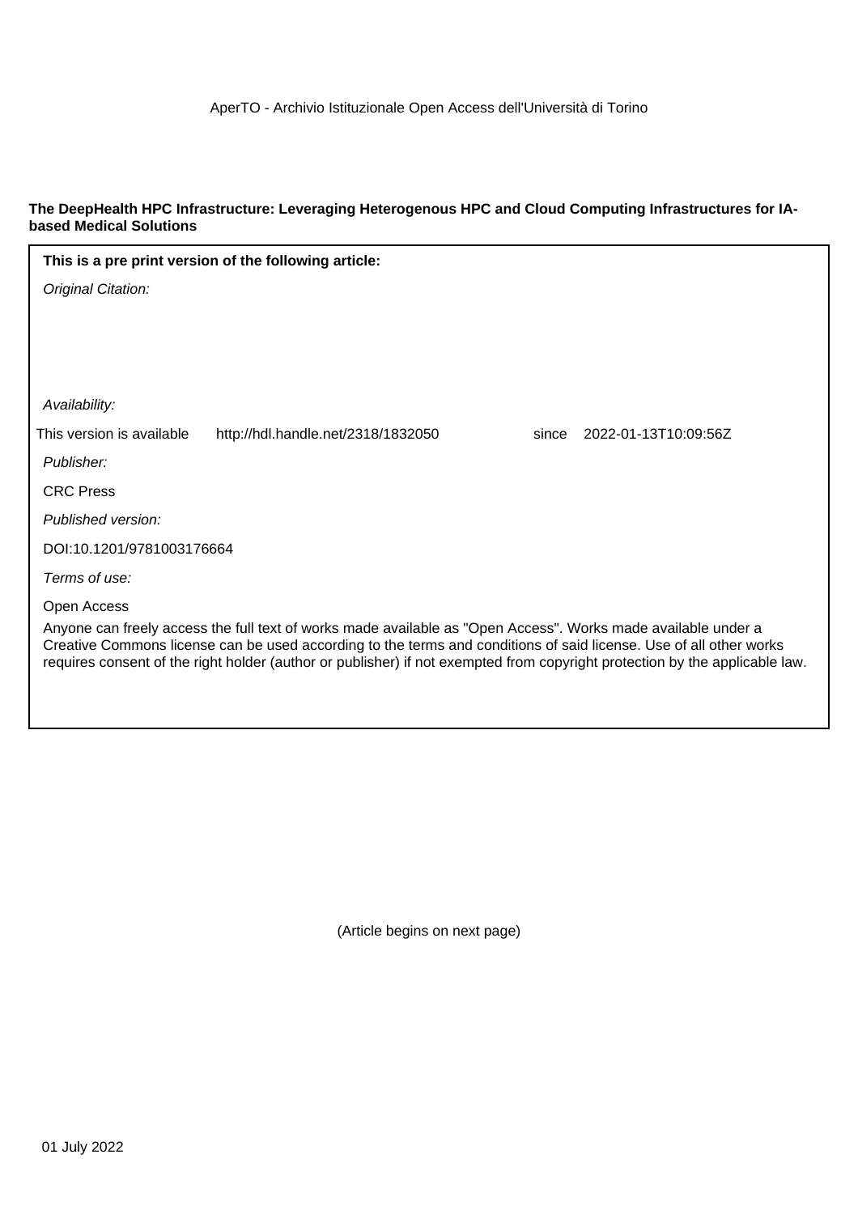AperTO - Archivio Istituzionale Open Access dell'Università di Torino

**The DeepHealth HPC Infrastructure: Leveraging Heterogenous HPC and Cloud Computing Infrastructures for IA-based Medical Solutions**

**This is a pre print version of the following article:**

*Original Citation:*

*Availability:*

This version is available http://hdl.handle.net/2318/1832050 since 2022-01-13T10:09:56Z

*Publisher:*

CRC Press

*Published version:*

DOI:10.1201/9781003176664

*Terms of use:*

Open Access

Anyone can freely access the full text of works made available as "Open Access". Works made available under a Creative Commons license can be used according to the terms and conditions of said license. Use of all other works requires consent of the right holder (author or publisher) if not exempted from copyright protection by the applicable law.

(Article begins on next page)

01 July 2022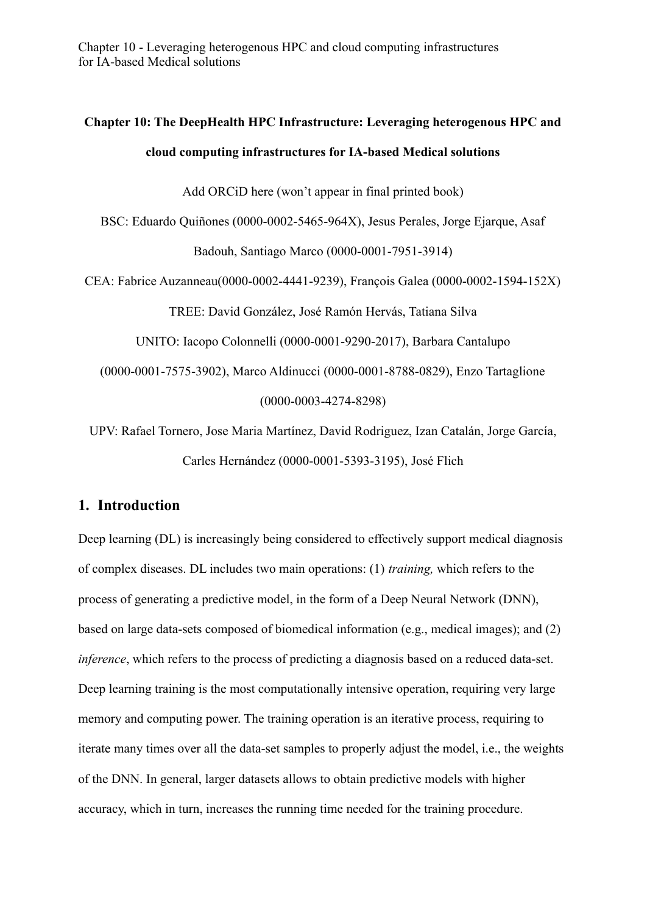**Chapter 10: The DeepHealth HPC Infrastructure: Leveraging heterogenous HPC and cloud computing infrastructures for IA-based Medical solutions**

Add ORCiD here (won't appear in final printed book)

BSC: Eduardo Quiñones (0000-0002-5465-964X), Jesus Perales, Jorge Ejarque, Asaf Badouh, Santiago Marco (0000-0001-7951-3914)

CEA: Fabrice Auzanneau(0000-0002-4441-9239), François Galea (0000-0002-1594-152X)

TREE: David González, José Ramón Hervás, Tatiana Silva

UNITO: Iacopo Colonnelli (0000-0001-9290-2017), Barbara Cantalupo (0000-0001-7575-3902), Marco Aldinucci (0000-0001-8788-0829), Enzo Tartaglione (0000-0003-4274-8298)

UPV: Rafael Tornero, Jose Maria Martínez, David Rodriguez, Izan Catalán, Jorge García, Carles Hernández (0000-0001-5393-3195), José Flich

## 1. Introduction

Deep learning (DL) is increasingly being considered to effectively support medical diagnosis of complex diseases. DL includes two main operations: (1) *training,* which refers to the process of generating a predictive model, in the form of a Deep Neural Network (DNN), based on large data-sets composed of biomedical information (e.g., medical images); and (2) *inference*, which refers to the process of predicting a diagnosis based on a reduced data-set. Deep learning training is the most computationally intensive operation, requiring very large memory and computing power. The training operation is an iterative process, requiring to iterate many times over all the data-set samples to properly adjust the model, i.e., the weights of the DNN. In general, larger datasets allows to obtain predictive models with higher accuracy, which in turn, increases the running time needed for the training procedure.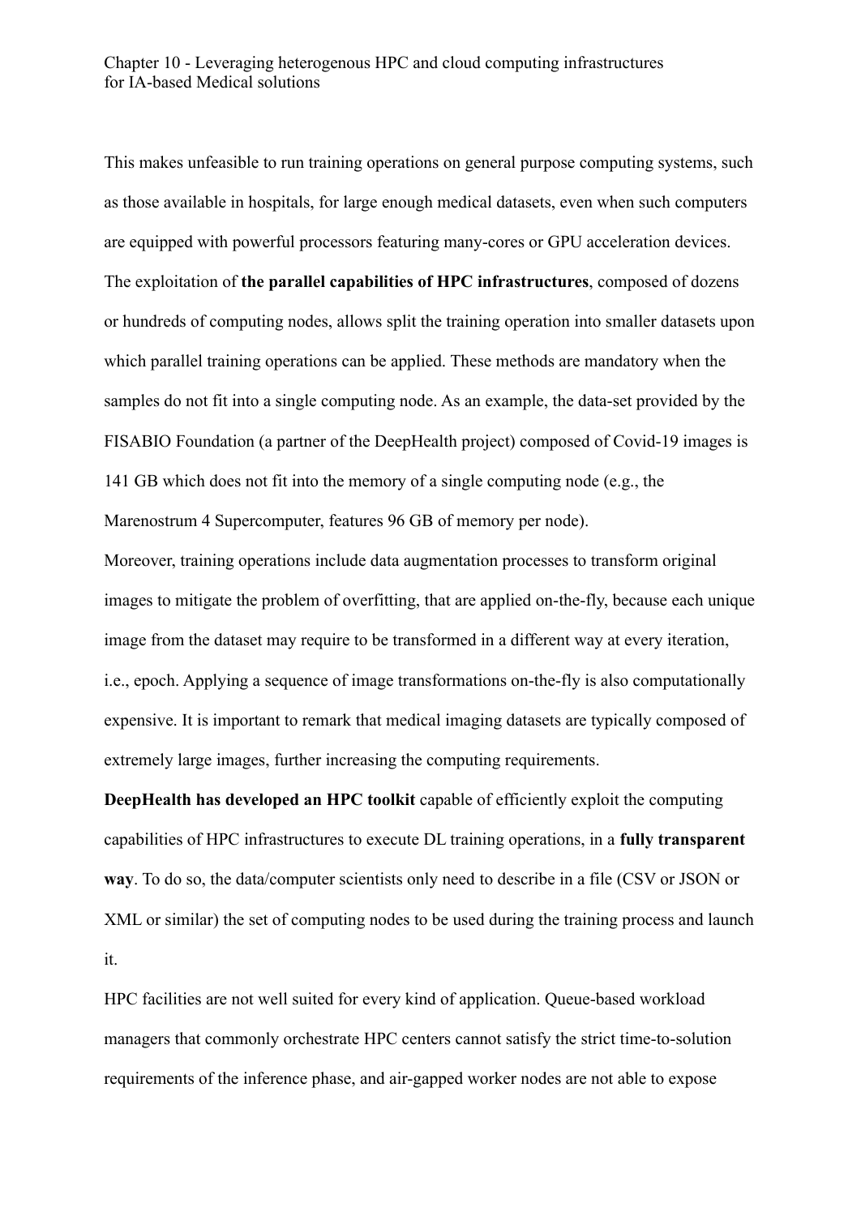This makes unfeasible to run training operations on general purpose computing systems, such as those available in hospitals, for large enough medical datasets, even when such computers are equipped with powerful processors featuring many-cores or GPU acceleration devices. The exploitation of **the parallel capabilities of HPC infrastructures**, composed of dozens or hundreds of computing nodes, allows split the training operation into smaller datasets upon which parallel training operations can be applied. These methods are mandatory when the samples do not fit into a single computing node. As an example, the data-set provided by the FISABIO Foundation (a partner of the DeepHealth project) composed of Covid-19 images is 141 GB which does not fit into the memory of a single computing node (e.g., the Marenostrum 4 Supercomputer, features 96 GB of memory per node).

Moreover, training operations include data augmentation processes to transform original images to mitigate the problem of overfitting, that are applied on-the-fly, because each unique image from the dataset may require to be transformed in a different way at every iteration, i.e., epoch. Applying a sequence of image transformations on-the-fly is also computationally expensive. It is important to remark that medical imaging datasets are typically composed of extremely large images, further increasing the computing requirements.

**DeepHealth has developed an HPC toolkit** capable of efficiently exploit the computing capabilities of HPC infrastructures to execute DL training operations, in a **fully transparent way**. To do so, the data/computer scientists only need to describe in a file (CSV or JSON or XML or similar) the set of computing nodes to be used during the training process and launch it.

HPC facilities are not well suited for every kind of application. Queue-based workload managers that commonly orchestrate HPC centers cannot satisfy the strict time-to-solution requirements of the inference phase, and air-gapped worker nodes are not able to expose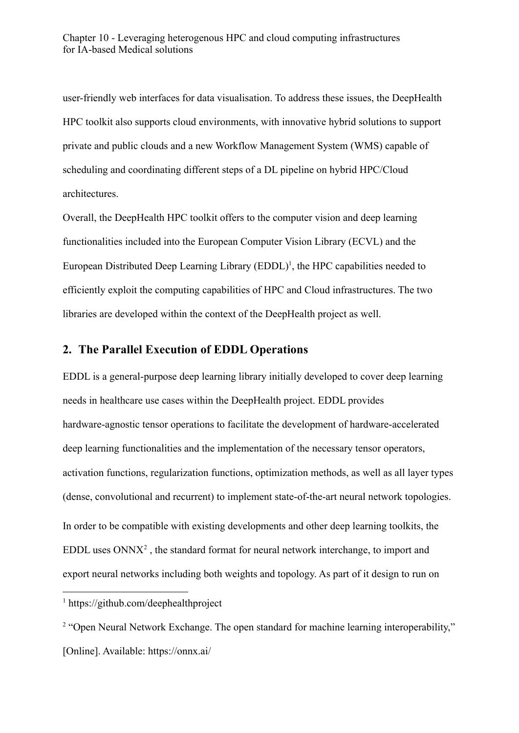user-friendly web interfaces for data visualisation. To address these issues, the DeepHealth HPC toolkit also supports cloud environments, with innovative hybrid solutions to support private and public clouds and a new Workflow Management System (WMS) capable of scheduling and coordinating different steps of a DL pipeline on hybrid HPC/Cloud architectures.

Overall, the DeepHealth HPC toolkit offers to the computer vision and deep learning functionalities included into the European Computer Vision Library (ECVL) and the European Distributed Deep Learning Library (EDDL)[1], the HPC capabilities needed to efficiently exploit the computing capabilities of HPC and Cloud infrastructures. The two libraries are developed within the context of the DeepHealth project as well.

## 2. The Parallel Execution of EDDL Operations

EDDL is a general-purpose deep learning library initially developed to cover deep learning needs in healthcare use cases within the DeepHealth project. EDDL provides hardware-agnostic tensor operations to facilitate the development of hardware-accelerated deep learning functionalities and the implementation of the necessary tensor operators, activation functions, regularization functions, optimization methods, as well as all layer types (dense, convolutional and recurrent) to implement state-of-the-art neural network topologies.

In order to be compatible with existing developments and other deep learning toolkits, the EDDL uses ONNX[2] , the standard format for neural network interchange, to import and export neural networks including both weights and topology. As part of it design to run on

---

[1] https://github.com/deephealthproject

[2] "Open Neural Network Exchange. The open standard for machine learning interoperability," [Online]. Available: https://onnx.ai/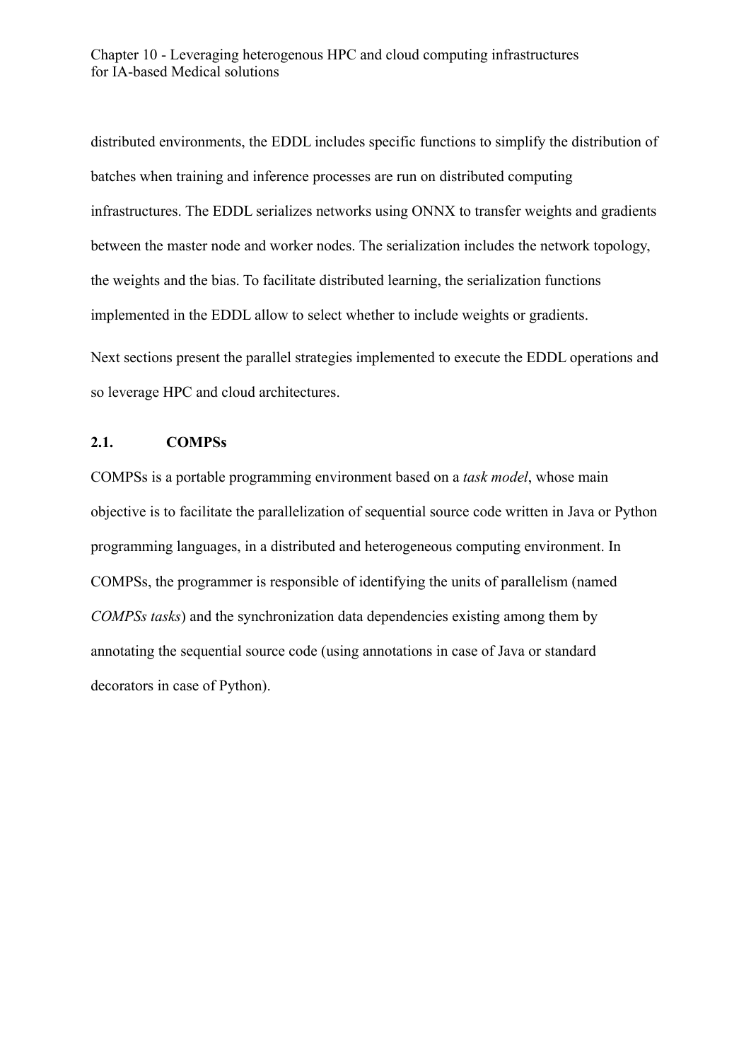distributed environments, the EDDL includes specific functions to simplify the distribution of batches when training and inference processes are run on distributed computing infrastructures. The EDDL serializes networks using ONNX to transfer weights and gradients between the master node and worker nodes. The serialization includes the network topology, the weights and the bias. To facilitate distributed learning, the serialization functions implemented in the EDDL allow to select whether to include weights or gradients.

Next sections present the parallel strategies implemented to execute the EDDL operations and so leverage HPC and cloud architectures.

### 2.1. COMPSs

COMPSs is a portable programming environment based on a *task model*, whose main objective is to facilitate the parallelization of sequential source code written in Java or Python programming languages, in a distributed and heterogeneous computing environment. In COMPSs, the programmer is responsible of identifying the units of parallelism (named *COMPSs tasks*) and the synchronization data dependencies existing among them by annotating the sequential source code (using annotations in case of Java or standard decorators in case of Python).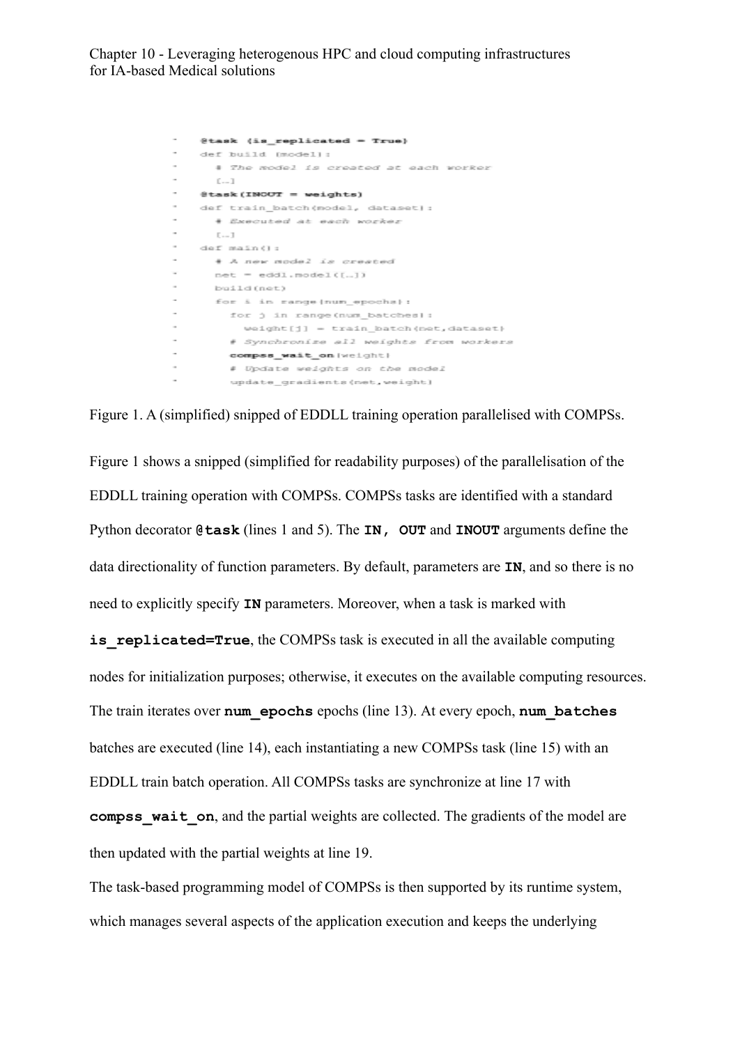```python
@task (is_replicated = True)
def build (model):
    # The model is created at each worker
    [...]
@task(INOUT = weights)
def train_batch(model, dataset):
    # Executed at each worker
    [...]
def main():
    # A new model is created
    net = eddl.model([...])
    build(net)
    for i in range(num_epochs):
        for j in range(num_batches):
            weight[j] = train_batch(net,dataset)
        # Synchronize all weights from workers
        compss_wait_on(weight)
        # Update weights on the model
        update_gradients(net,weight)
```

Figure 1. A (simplified) snipped of EDDLL training operation parallelised with COMPSs.

Figure 1 shows a snipped (simplified for readability purposes) of the parallelisation of the EDDLL training operation with COMPSs. COMPSs tasks are identified with a standard Python decorator **`@task`** (lines 1 and 5). The **`IN, OUT`** and **`INOUT`** arguments define the data directionality of function parameters. By default, parameters are **`IN`**, and so there is no need to explicitly specify **`IN`** parameters. Moreover, when a task is marked with **`is_replicated=True`**, the COMPSs task is executed in all the available computing nodes for initialization purposes; otherwise, it executes on the available computing resources. The train iterates over **`num_epochs`** epochs (line 13). At every epoch, **`num_batches`** batches are executed (line 14), each instantiating a new COMPSs task (line 15) with an EDDLL train batch operation. All COMPSs tasks are synchronize at line 17 with **`compss_wait_on`**, and the partial weights are collected. The gradients of the model are then updated with the partial weights at line 19.

The task-based programming model of COMPSs is then supported by its runtime system, which manages several aspects of the application execution and keeps the underlying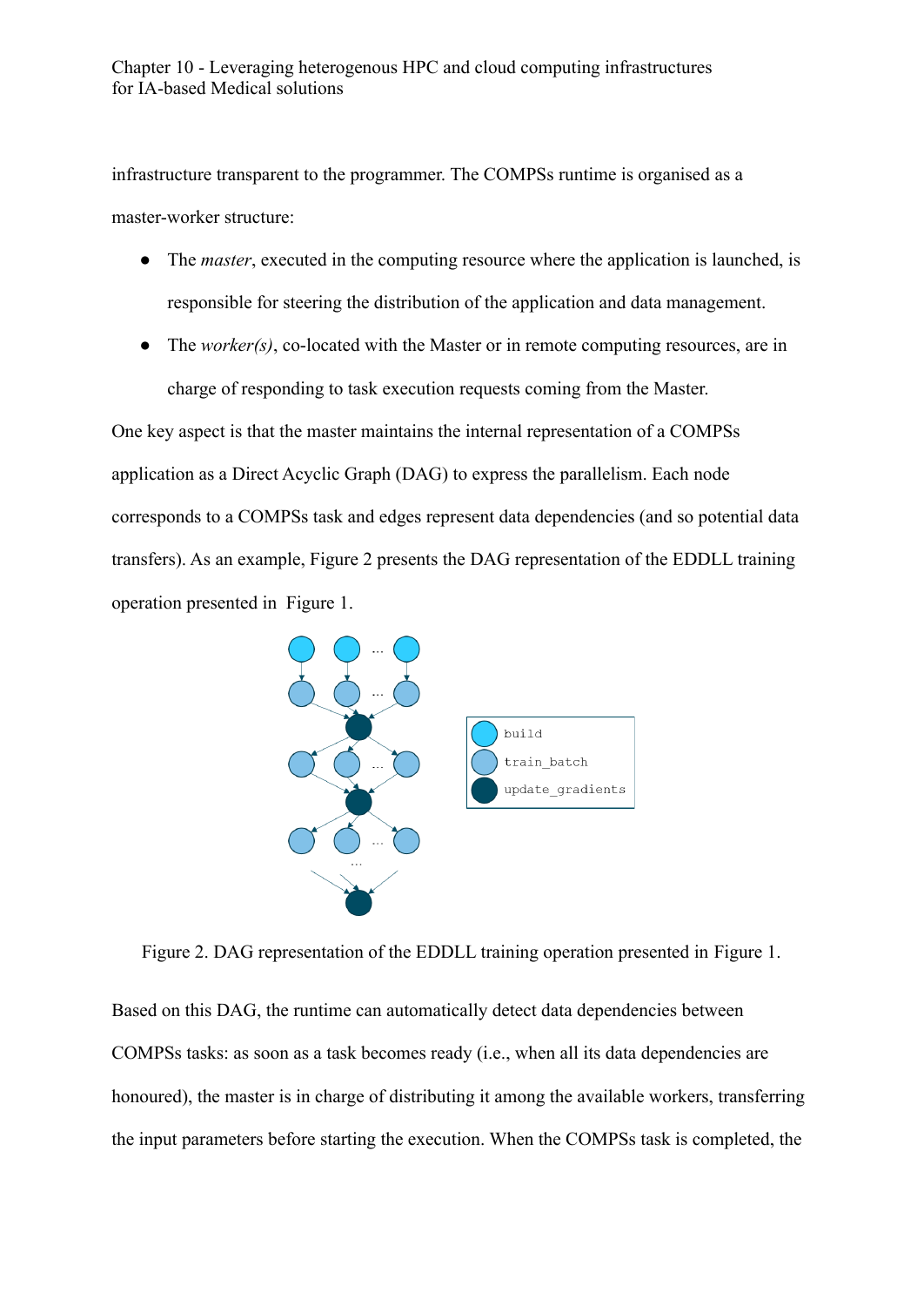infrastructure transparent to the programmer. The COMPSs runtime is organised as a master-worker structure:

- The *master*, executed in the computing resource where the application is launched, is responsible for steering the distribution of the application and data management.
- The *worker(s)*, co-located with the Master or in remote computing resources, are in charge of responding to task execution requests coming from the Master.

One key aspect is that the master maintains the internal representation of a COMPSs application as a Direct Acyclic Graph (DAG) to express the parallelism. Each node corresponds to a COMPSs task and edges represent data dependencies (and so potential data transfers). As an example, Figure 2 presents the DAG representation of the EDDLL training operation presented in Figure 1.

Figure 2. DAG representation of the EDDLL training operation presented in Figure 1.

Based on this DAG, the runtime can automatically detect data dependencies between COMPSs tasks: as soon as a task becomes ready (i.e., when all its data dependencies are honoured), the master is in charge of distributing it among the available workers, transferring the input parameters before starting the execution. When the COMPSs task is completed, the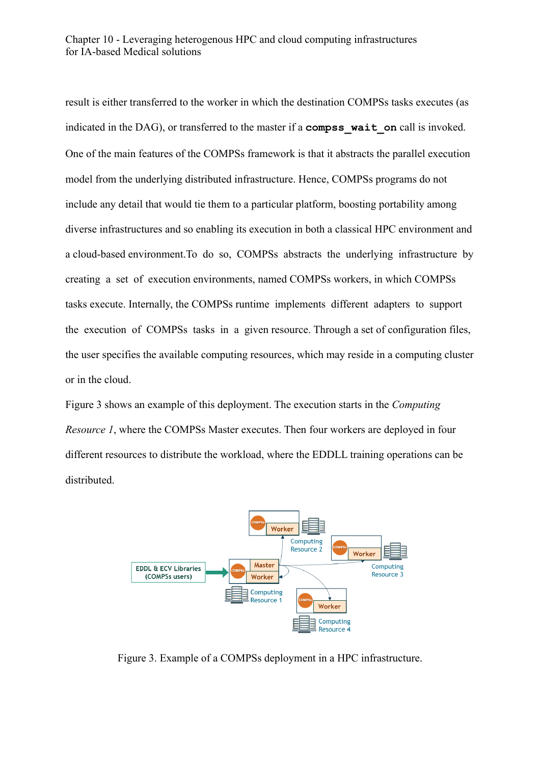result is either transferred to the worker in which the destination COMPSs tasks executes (as indicated in the DAG), or transferred to the master if a **`compss_wait_on`** call is invoked. One of the main features of the COMPSs framework is that it abstracts the parallel execution model from the underlying distributed infrastructure. Hence, COMPSs programs do not include any detail that would tie them to a particular platform, boosting portability among diverse infrastructures and so enabling its execution in both a classical HPC environment and a cloud-based environment.To do so, COMPSs abstracts the underlying infrastructure by creating a set of execution environments, named COMPSs workers, in which COMPSs tasks execute. Internally, the COMPSs runtime implements different adapters to support the execution of COMPSs tasks in a given resource. Through a set of configuration files, the user specifies the available computing resources, which may reside in a computing cluster or in the cloud.

Figure 3 shows an example of this deployment. The execution starts in the *Computing Resource 1*, where the COMPSs Master executes. Then four workers are deployed in four different resources to distribute the workload, where the EDDLL training operations can be distributed.

Figure 3. Example of a COMPSs deployment in a HPC infrastructure.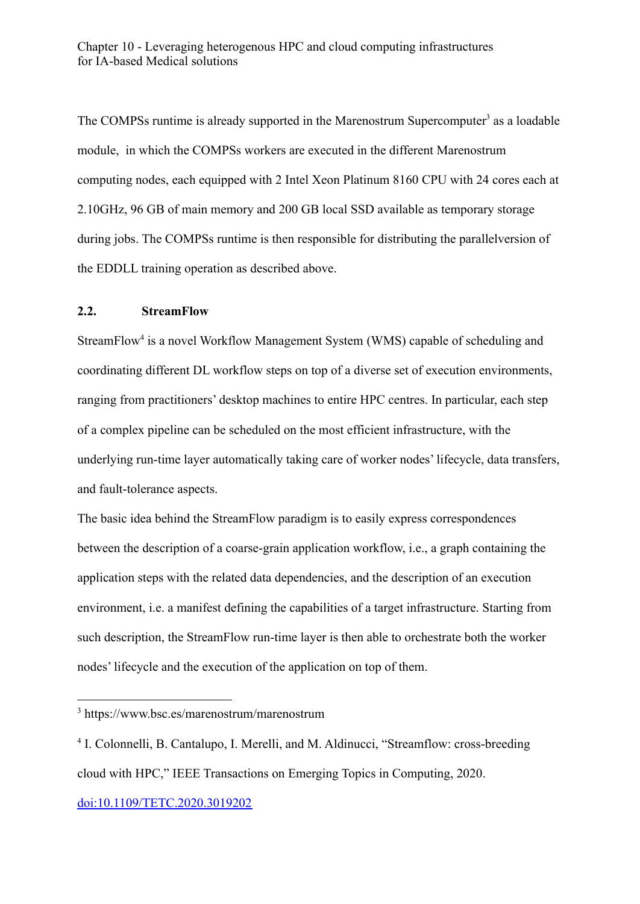The COMPSs runtime is already supported in the Marenostrum Supercomputer[3] as a loadable module, in which the COMPSs workers are executed in the different Marenostrum computing nodes, each equipped with 2 Intel Xeon Platinum 8160 CPU with 24 cores each at 2.10GHz, 96 GB of main memory and 200 GB local SSD available as temporary storage during jobs. The COMPSs runtime is then responsible for distributing the parallelversion of the EDDLL training operation as described above.

## 2.2. StreamFlow

StreamFlow[4] is a novel Workflow Management System (WMS) capable of scheduling and coordinating different DL workflow steps on top of a diverse set of execution environments, ranging from practitioners' desktop machines to entire HPC centres. In particular, each step of a complex pipeline can be scheduled on the most efficient infrastructure, with the underlying run-time layer automatically taking care of worker nodes' lifecycle, data transfers, and fault-tolerance aspects.

The basic idea behind the StreamFlow paradigm is to easily express correspondences between the description of a coarse-grain application workflow, i.e., a graph containing the application steps with the related data dependencies, and the description of an execution environment, i.e. a manifest defining the capabilities of a target infrastructure. Starting from such description, the StreamFlow run-time layer is then able to orchestrate both the worker nodes' lifecycle and the execution of the application on top of them.

---

[3] https://www.bsc.es/marenostrum/marenostrum

[4] I. Colonnelli, B. Cantalupo, I. Merelli, and M. Aldinucci, "Streamflow: cross-breeding cloud with HPC," IEEE Transactions on Emerging Topics in Computing, 2020. doi:10.1109/TETC.2020.3019202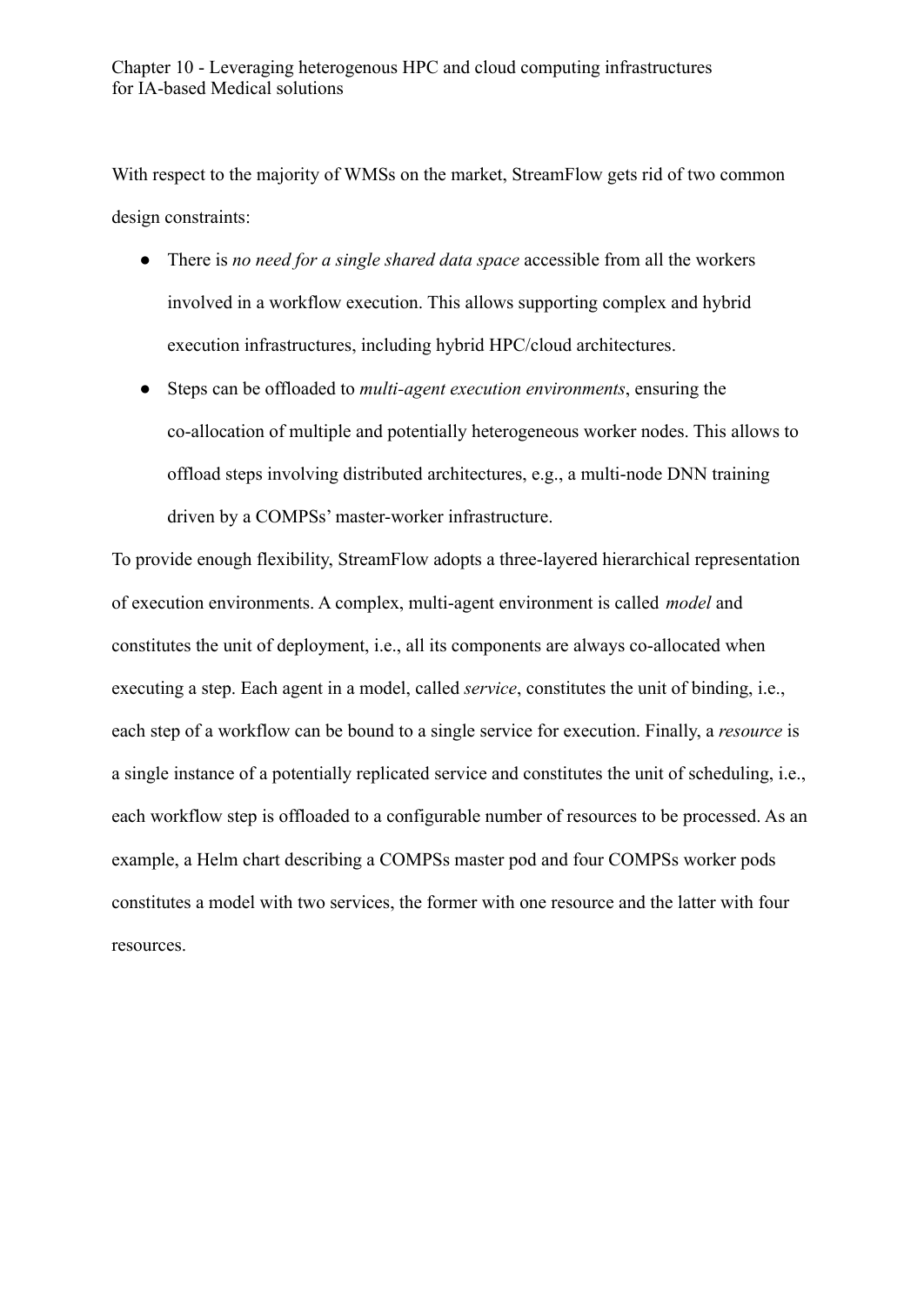With respect to the majority of WMSs on the market, StreamFlow gets rid of two common design constraints:

- There is *no need for a single shared data space* accessible from all the workers involved in a workflow execution. This allows supporting complex and hybrid execution infrastructures, including hybrid HPC/cloud architectures.
- Steps can be offloaded to *multi-agent execution environments*, ensuring the co-allocation of multiple and potentially heterogeneous worker nodes. This allows to offload steps involving distributed architectures, e.g., a multi-node DNN training driven by a COMPSs' master-worker infrastructure.

To provide enough flexibility, StreamFlow adopts a three-layered hierarchical representation of execution environments. A complex, multi-agent environment is called *model* and constitutes the unit of deployment, i.e., all its components are always co-allocated when executing a step. Each agent in a model, called *service*, constitutes the unit of binding, i.e., each step of a workflow can be bound to a single service for execution. Finally, a *resource* is a single instance of a potentially replicated service and constitutes the unit of scheduling, i.e., each workflow step is offloaded to a configurable number of resources to be processed. As an example, a Helm chart describing a COMPSs master pod and four COMPSs worker pods constitutes a model with two services, the former with one resource and the latter with four resources.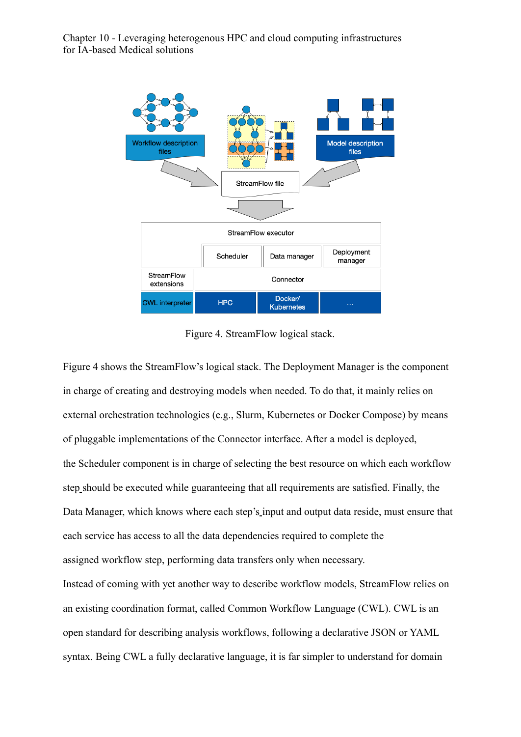Figure 4. StreamFlow logical stack.

Figure 4 shows the StreamFlow's logical stack. The Deployment Manager is the component in charge of creating and destroying models when needed. To do that, it mainly relies on external orchestration technologies (e.g., Slurm, Kubernetes or Docker Compose) by means of pluggable implementations of the Connector interface. After a model is deployed, the Scheduler component is in charge of selecting the best resource on which each workflow step should be executed while guaranteeing that all requirements are satisfied. Finally, the Data Manager, which knows where each step's input and output data reside, must ensure that each service has access to all the data dependencies required to complete the assigned workflow step, performing data transfers only when necessary.

Instead of coming with yet another way to describe workflow models, StreamFlow relies on an existing coordination format, called Common Workflow Language (CWL). CWL is an open standard for describing analysis workflows, following a declarative JSON or YAML syntax. Being CWL a fully declarative language, it is far simpler to understand for domain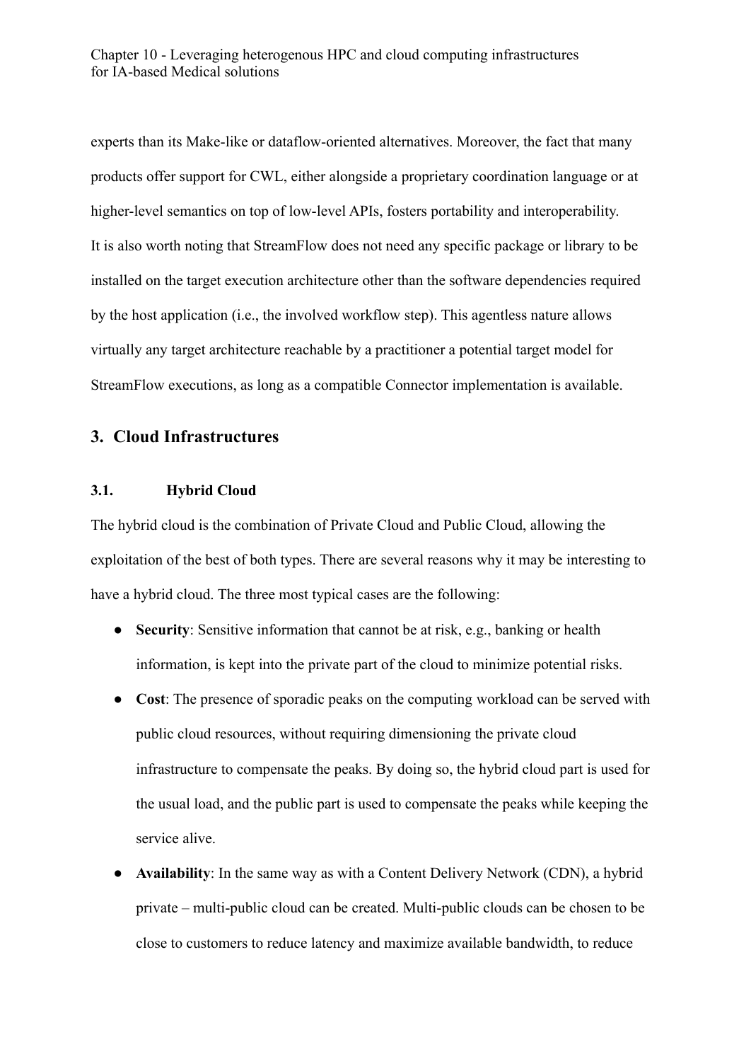experts than its Make-like or dataflow-oriented alternatives. Moreover, the fact that many products offer support for CWL, either alongside a proprietary coordination language or at higher-level semantics on top of low-level APIs, fosters portability and interoperability.
It is also worth noting that StreamFlow does not need any specific package or library to be installed on the target execution architecture other than the software dependencies required by the host application (i.e., the involved workflow step). This agentless nature allows virtually any target architecture reachable by a practitioner a potential target model for StreamFlow executions, as long as a compatible Connector implementation is available.

## 3. Cloud Infrastructures

### 3.1. Hybrid Cloud

The hybrid cloud is the combination of Private Cloud and Public Cloud, allowing the exploitation of the best of both types. There are several reasons why it may be interesting to have a hybrid cloud. The three most typical cases are the following:

- **Security**: Sensitive information that cannot be at risk, e.g., banking or health information, is kept into the private part of the cloud to minimize potential risks.
- **Cost**: The presence of sporadic peaks on the computing workload can be served with public cloud resources, without requiring dimensioning the private cloud infrastructure to compensate the peaks. By doing so, the hybrid cloud part is used for the usual load, and the public part is used to compensate the peaks while keeping the service alive.
- **Availability**: In the same way as with a Content Delivery Network (CDN), a hybrid private – multi-public cloud can be created. Multi-public clouds can be chosen to be close to customers to reduce latency and maximize available bandwidth, to reduce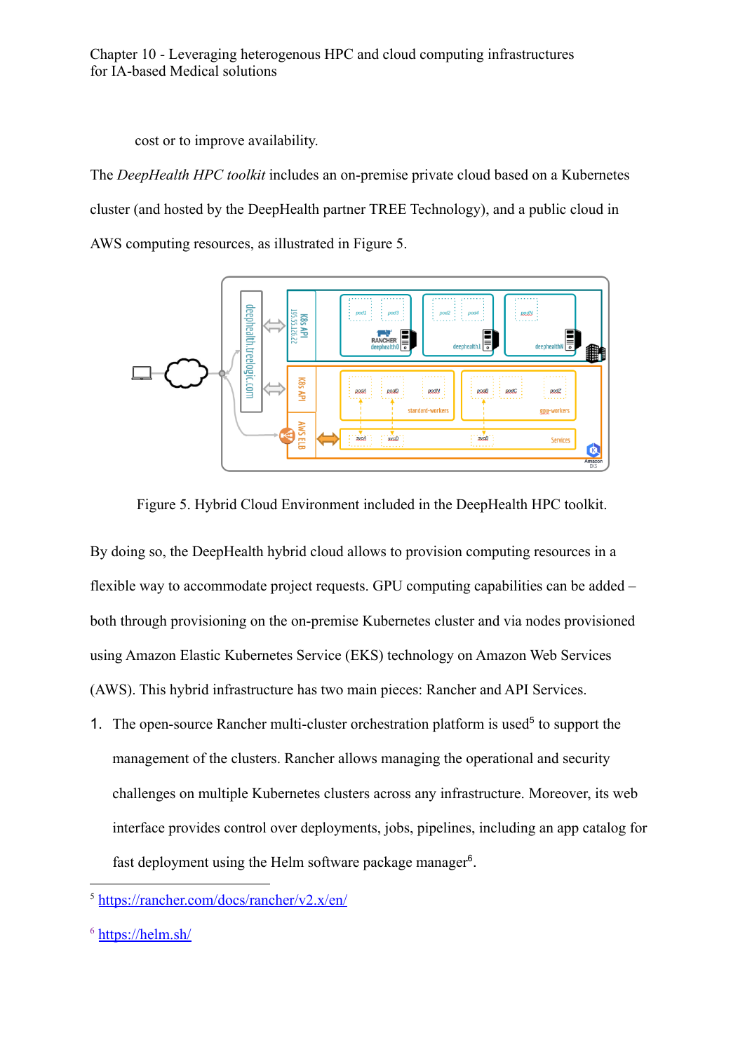cost or to improve availability.

The *DeepHealth HPC toolkit* includes an on-premise private cloud based on a Kubernetes cluster (and hosted by the DeepHealth partner TREE Technology), and a public cloud in AWS computing resources, as illustrated in Figure 5.

Figure 5. Hybrid Cloud Environment included in the DeepHealth HPC toolkit.

By doing so, the DeepHealth hybrid cloud allows to provision computing resources in a flexible way to accommodate project requests. GPU computing capabilities can be added – both through provisioning on the on-premise Kubernetes cluster and via nodes provisioned using Amazon Elastic Kubernetes Service (EKS) technology on Amazon Web Services (AWS). This hybrid infrastructure has two main pieces: Rancher and API Services.

1. The open-source Rancher multi-cluster orchestration platform is used[5] to support the management of the clusters. Rancher allows managing the operational and security challenges on multiple Kubernetes clusters across any infrastructure. Moreover, its web interface provides control over deployments, jobs, pipelines, including an app catalog for fast deployment using the Helm software package manager[6].

[5] https://rancher.com/docs/rancher/v2.x/en/

[6] https://helm.sh/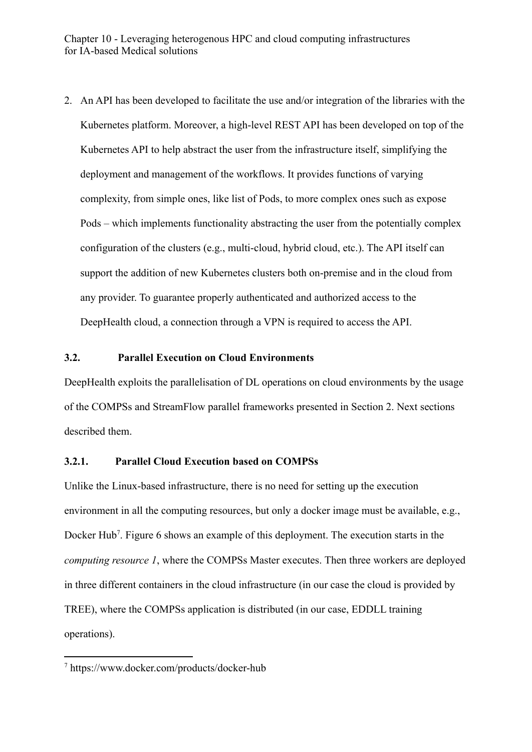2. An API has been developed to facilitate the use and/or integration of the libraries with the Kubernetes platform. Moreover, a high-level REST API has been developed on top of the Kubernetes API to help abstract the user from the infrastructure itself, simplifying the deployment and management of the workflows. It provides functions of varying complexity, from simple ones, like list of Pods, to more complex ones such as expose Pods – which implements functionality abstracting the user from the potentially complex configuration of the clusters (e.g., multi-cloud, hybrid cloud, etc.). The API itself can support the addition of new Kubernetes clusters both on-premise and in the cloud from any provider. To guarantee properly authenticated and authorized access to the DeepHealth cloud, a connection through a VPN is required to access the API.

### 3.2. Parallel Execution on Cloud Environments

DeepHealth exploits the parallelisation of DL operations on cloud environments by the usage of the COMPSs and StreamFlow parallel frameworks presented in Section 2. Next sections described them.

#### 3.2.1. Parallel Cloud Execution based on COMPSs

Unlike the Linux-based infrastructure, there is no need for setting up the execution environment in all the computing resources, but only a docker image must be available, e.g., Docker Hub[7]. Figure 6 shows an example of this deployment. The execution starts in the *computing resource 1*, where the COMPSs Master executes. Then three workers are deployed in three different containers in the cloud infrastructure (in our case the cloud is provided by TREE), where the COMPSs application is distributed (in our case, EDDLL training operations).

[7] https://www.docker.com/products/docker-hub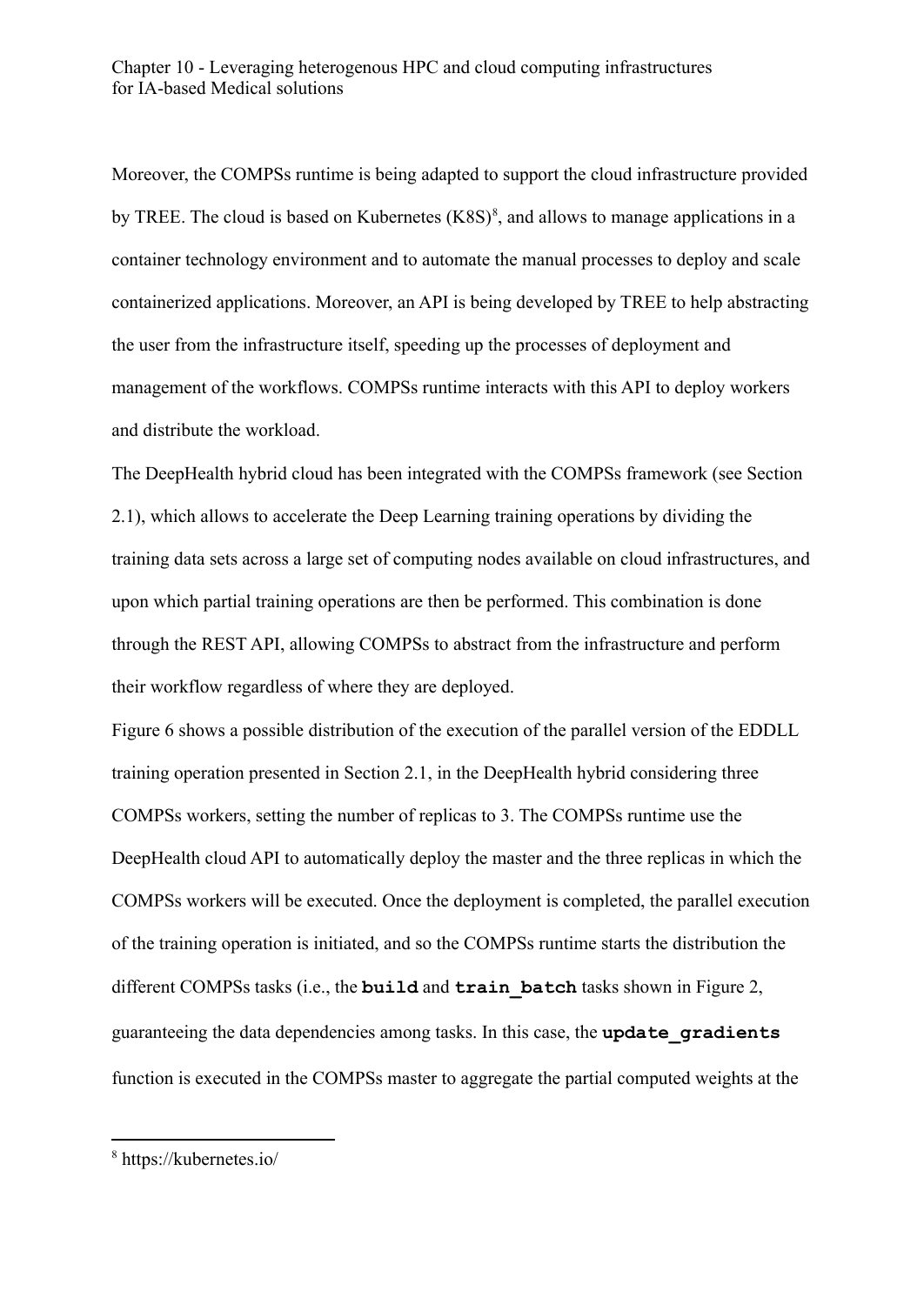Moreover, the COMPSs runtime is being adapted to support the cloud infrastructure provided by TREE. The cloud is based on Kubernetes (K8S)[8], and allows to manage applications in a container technology environment and to automate the manual processes to deploy and scale containerized applications. Moreover, an API is being developed by TREE to help abstracting the user from the infrastructure itself, speeding up the processes of deployment and management of the workflows. COMPSs runtime interacts with this API to deploy workers and distribute the workload.

The DeepHealth hybrid cloud has been integrated with the COMPSs framework (see Section 2.1), which allows to accelerate the Deep Learning training operations by dividing the training data sets across a large set of computing nodes available on cloud infrastructures, and upon which partial training operations are then be performed. This combination is done through the REST API, allowing COMPSs to abstract from the infrastructure and perform their workflow regardless of where they are deployed.

Figure 6 shows a possible distribution of the execution of the parallel version of the EDDLL training operation presented in Section 2.1, in the DeepHealth hybrid considering three COMPSs workers, setting the number of replicas to 3. The COMPSs runtime use the DeepHealth cloud API to automatically deploy the master and the three replicas in which the COMPSs workers will be executed. Once the deployment is completed, the parallel execution of the training operation is initiated, and so the COMPSs runtime starts the distribution the different COMPSs tasks (i.e., the **`build`** and **`train_batch`** tasks shown in Figure 2, guaranteeing the data dependencies among tasks. In this case, the **`update_gradients`** function is executed in the COMPSs master to aggregate the partial computed weights at the

[8] https://kubernetes.io/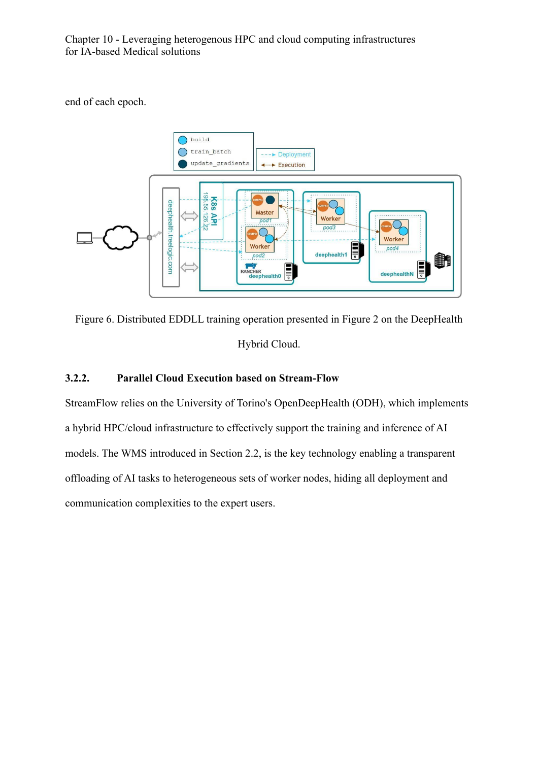end of each epoch.

Figure 6. Distributed EDDLL training operation presented in Figure 2 on the DeepHealth Hybrid Cloud.

### 3.2.2. Parallel Cloud Execution based on Stream-Flow

StreamFlow relies on the University of Torino's OpenDeepHealth (ODH), which implements a hybrid HPC/cloud infrastructure to effectively support the training and inference of AI models. The WMS introduced in Section 2.2, is the key technology enabling a transparent offloading of AI tasks to heterogeneous sets of worker nodes, hiding all deployment and communication complexities to the expert users.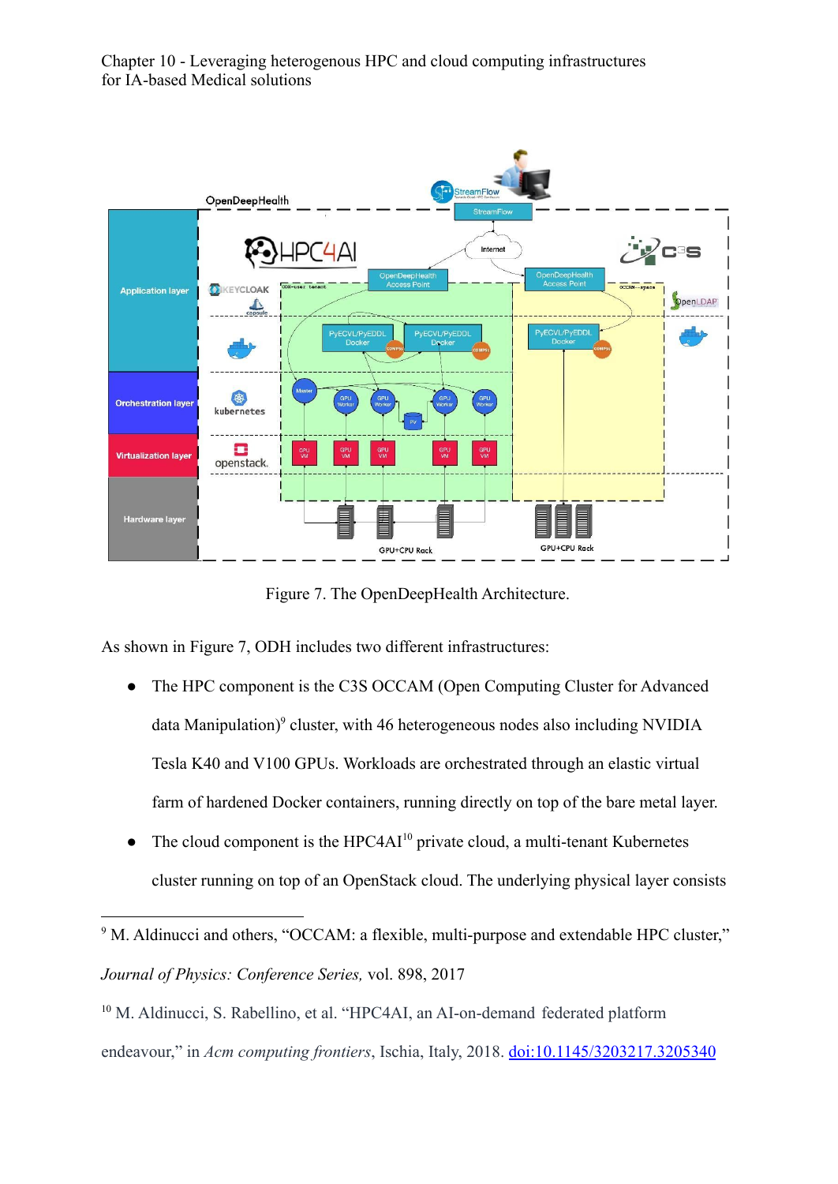Figure 7. The OpenDeepHealth Architecture.

As shown in Figure 7, ODH includes two different infrastructures:

- The HPC component is the C3S OCCAM (Open Computing Cluster for Advanced data Manipulation)[9] cluster, with 46 heterogeneous nodes also including NVIDIA Tesla K40 and V100 GPUs. Workloads are orchestrated through an elastic virtual farm of hardened Docker containers, running directly on top of the bare metal layer.
- The cloud component is the HPC4AI[10] private cloud, a multi-tenant Kubernetes cluster running on top of an OpenStack cloud. The underlying physical layer consists

---

[9] M. Aldinucci and others, "OCCAM: a flexible, multi-purpose and extendable HPC cluster," *Journal of Physics: Conference Series,* vol. 898, 2017

[10] M. Aldinucci, S. Rabellino, et al. "HPC4AI, an AI-on-demand federated platform endeavour," in *Acm computing frontiers*, Ischia, Italy, 2018. doi:10.1145/3203217.3205340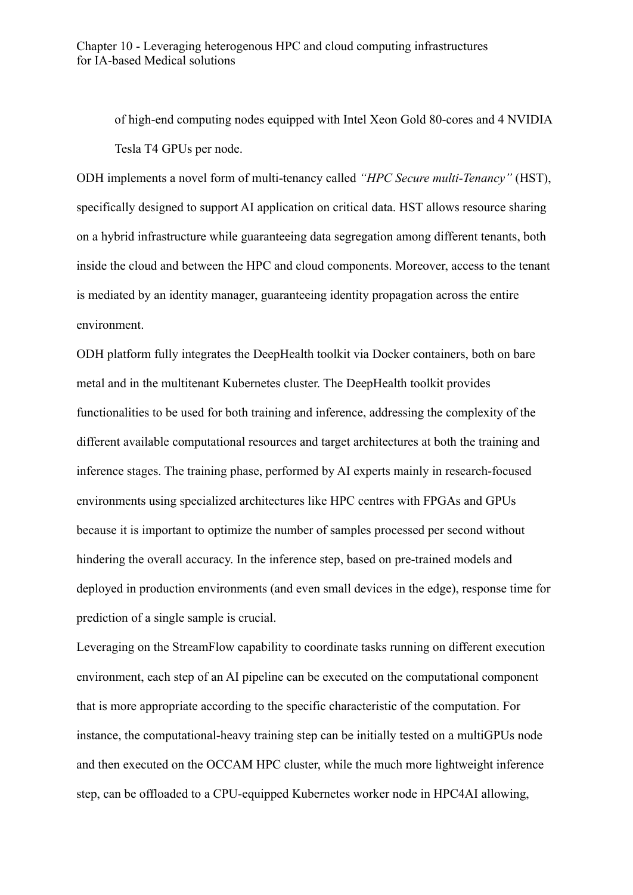of high-end computing nodes equipped with Intel Xeon Gold 80-cores and 4 NVIDIA Tesla T4 GPUs per node.

ODH implements a novel form of multi-tenancy called *"HPC Secure multi-Tenancy"* (HST), specifically designed to support AI application on critical data. HST allows resource sharing on a hybrid infrastructure while guaranteeing data segregation among different tenants, both inside the cloud and between the HPC and cloud components. Moreover, access to the tenant is mediated by an identity manager, guaranteeing identity propagation across the entire environment.

ODH platform fully integrates the DeepHealth toolkit via Docker containers, both on bare metal and in the multitenant Kubernetes cluster. The DeepHealth toolkit provides functionalities to be used for both training and inference, addressing the complexity of the different available computational resources and target architectures at both the training and inference stages. The training phase, performed by AI experts mainly in research-focused environments using specialized architectures like HPC centres with FPGAs and GPUs because it is important to optimize the number of samples processed per second without hindering the overall accuracy. In the inference step, based on pre-trained models and deployed in production environments (and even small devices in the edge), response time for prediction of a single sample is crucial.

Leveraging on the StreamFlow capability to coordinate tasks running on different execution environment, each step of an AI pipeline can be executed on the computational component that is more appropriate according to the specific characteristic of the computation. For instance, the computational-heavy training step can be initially tested on a multiGPUs node and then executed on the OCCAM HPC cluster, while the much more lightweight inference step, can be offloaded to a CPU-equipped Kubernetes worker node in HPC4AI allowing,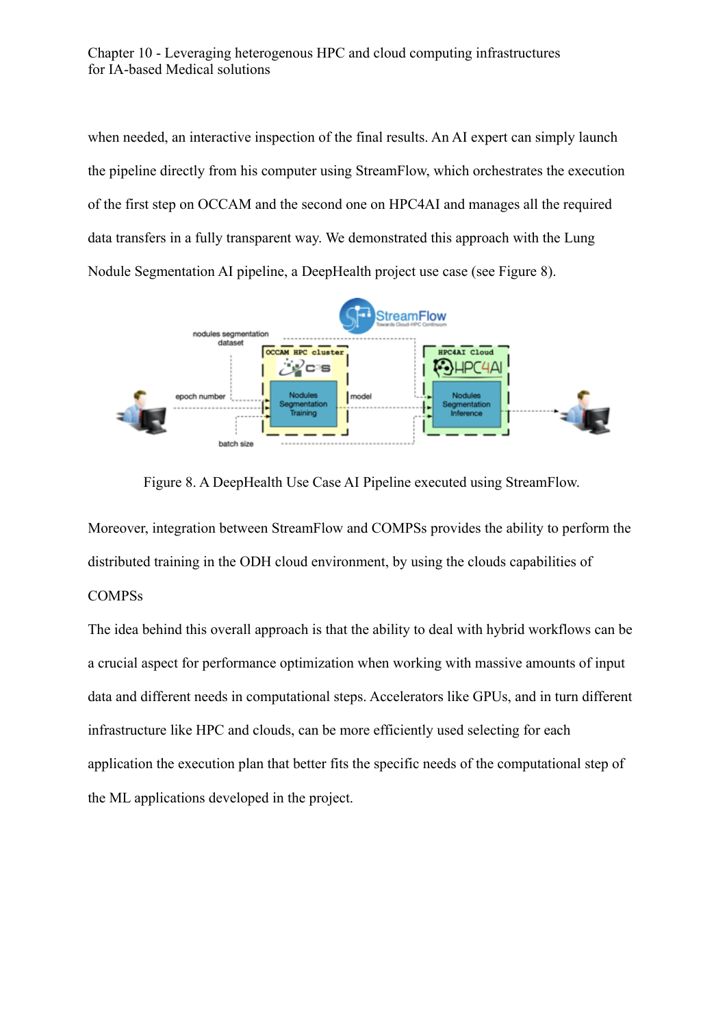when needed, an interactive inspection of the final results. An AI expert can simply launch the pipeline directly from his computer using StreamFlow, which orchestrates the execution of the first step on OCCAM and the second one on HPC4AI and manages all the required data transfers in a fully transparent way. We demonstrated this approach with the Lung Nodule Segmentation AI pipeline, a DeepHealth project use case (see Figure 8).

Figure 8. A DeepHealth Use Case AI Pipeline executed using StreamFlow.

Moreover, integration between StreamFlow and COMPSs provides the ability to perform the distributed training in the ODH cloud environment, by using the clouds capabilities of COMPSs

The idea behind this overall approach is that the ability to deal with hybrid workflows can be a crucial aspect for performance optimization when working with massive amounts of input data and different needs in computational steps. Accelerators like GPUs, and in turn different infrastructure like HPC and clouds, can be more efficiently used selecting for each application the execution plan that better fits the specific needs of the computational step of the ML applications developed in the project.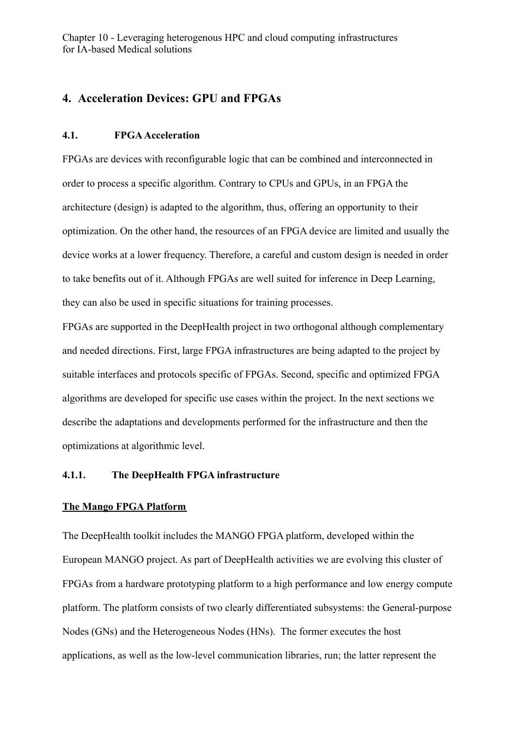## 4. Acceleration Devices: GPU and FPGAs

### 4.1. FPGA Acceleration

FPGAs are devices with reconfigurable logic that can be combined and interconnected in order to process a specific algorithm. Contrary to CPUs and GPUs, in an FPGA the architecture (design) is adapted to the algorithm, thus, offering an opportunity to their optimization. On the other hand, the resources of an FPGA device are limited and usually the device works at a lower frequency. Therefore, a careful and custom design is needed in order to take benefits out of it. Although FPGAs are well suited for inference in Deep Learning, they can also be used in specific situations for training processes.

FPGAs are supported in the DeepHealth project in two orthogonal although complementary and needed directions. First, large FPGA infrastructures are being adapted to the project by suitable interfaces and protocols specific of FPGAs. Second, specific and optimized FPGA algorithms are developed for specific use cases within the project. In the next sections we describe the adaptations and developments performed for the infrastructure and then the optimizations at algorithmic level.

#### 4.1.1. The DeepHealth FPGA infrastructure

**The Mango FPGA Platform**

The DeepHealth toolkit includes the MANGO FPGA platform, developed within the European MANGO project. As part of DeepHealth activities we are evolving this cluster of FPGAs from a hardware prototyping platform to a high performance and low energy compute platform. The platform consists of two clearly differentiated subsystems: the General-purpose Nodes (GNs) and the Heterogeneous Nodes (HNs). The former executes the host applications, as well as the low-level communication libraries, run; the latter represent the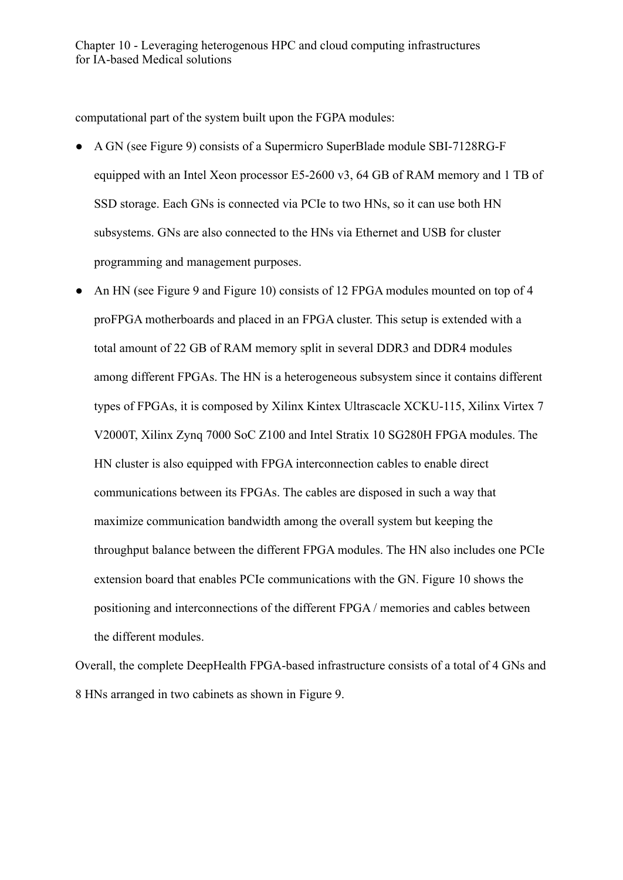computational part of the system built upon the FGPA modules:

- A GN (see Figure 9) consists of a Supermicro SuperBlade module SBI-7128RG-F equipped with an Intel Xeon processor E5-2600 v3, 64 GB of RAM memory and 1 TB of SSD storage. Each GNs is connected via PCIe to two HNs, so it can use both HN subsystems. GNs are also connected to the HNs via Ethernet and USB for cluster programming and management purposes.
- An HN (see Figure 9 and Figure 10) consists of 12 FPGA modules mounted on top of 4 proFPGA motherboards and placed in an FPGA cluster. This setup is extended with a total amount of 22 GB of RAM memory split in several DDR3 and DDR4 modules among different FPGAs. The HN is a heterogeneous subsystem since it contains different types of FPGAs, it is composed by Xilinx Kintex Ultrascacle XCKU-115, Xilinx Virtex 7 V2000T, Xilinx Zynq 7000 SoC Z100 and Intel Stratix 10 SG280H FPGA modules. The HN cluster is also equipped with FPGA interconnection cables to enable direct communications between its FPGAs. The cables are disposed in such a way that maximize communication bandwidth among the overall system but keeping the throughput balance between the different FPGA modules. The HN also includes one PCIe extension board that enables PCIe communications with the GN. Figure 10 shows the positioning and interconnections of the different FPGA / memories and cables between the different modules.

Overall, the complete DeepHealth FPGA-based infrastructure consists of a total of 4 GNs and 8 HNs arranged in two cabinets as shown in Figure 9.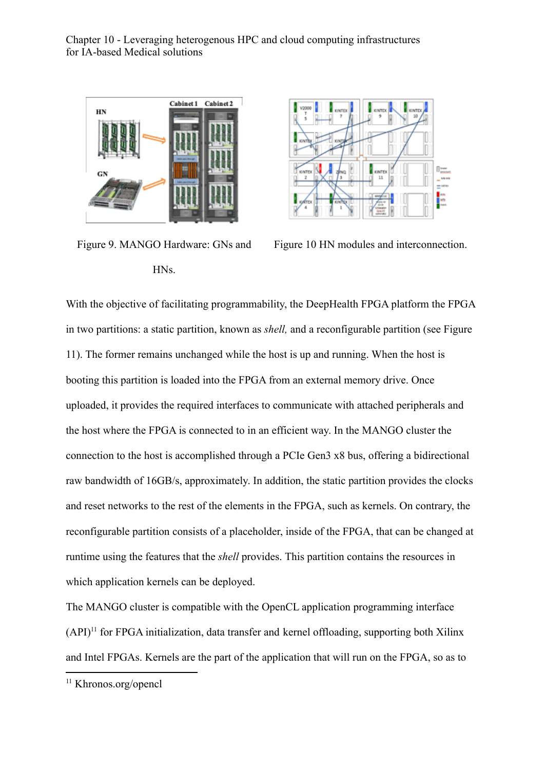Figure 9. MANGO Hardware: GNs and HNs.

Figure 10 HN modules and interconnection.

With the objective of facilitating programmability, the DeepHealth FPGA platform the FPGA in two partitions: a static partition, known as *shell,* and a reconfigurable partition (see Figure 11). The former remains unchanged while the host is up and running. When the host is booting this partition is loaded into the FPGA from an external memory drive. Once uploaded, it provides the required interfaces to communicate with attached peripherals and the host where the FPGA is connected to in an efficient way. In the MANGO cluster the connection to the host is accomplished through a PCIe Gen3 x8 bus, offering a bidirectional raw bandwidth of 16GB/s, approximately. In addition, the static partition provides the clocks and reset networks to the rest of the elements in the FPGA, such as kernels. On contrary, the reconfigurable partition consists of a placeholder, inside of the FPGA, that can be changed at runtime using the features that the *shell* provides. This partition contains the resources in which application kernels can be deployed.

The MANGO cluster is compatible with the OpenCL application programming interface (API)[11] for FPGA initialization, data transfer and kernel offloading, supporting both Xilinx and Intel FPGAs. Kernels are the part of the application that will run on the FPGA, so as to

[11] Khronos.org/opencl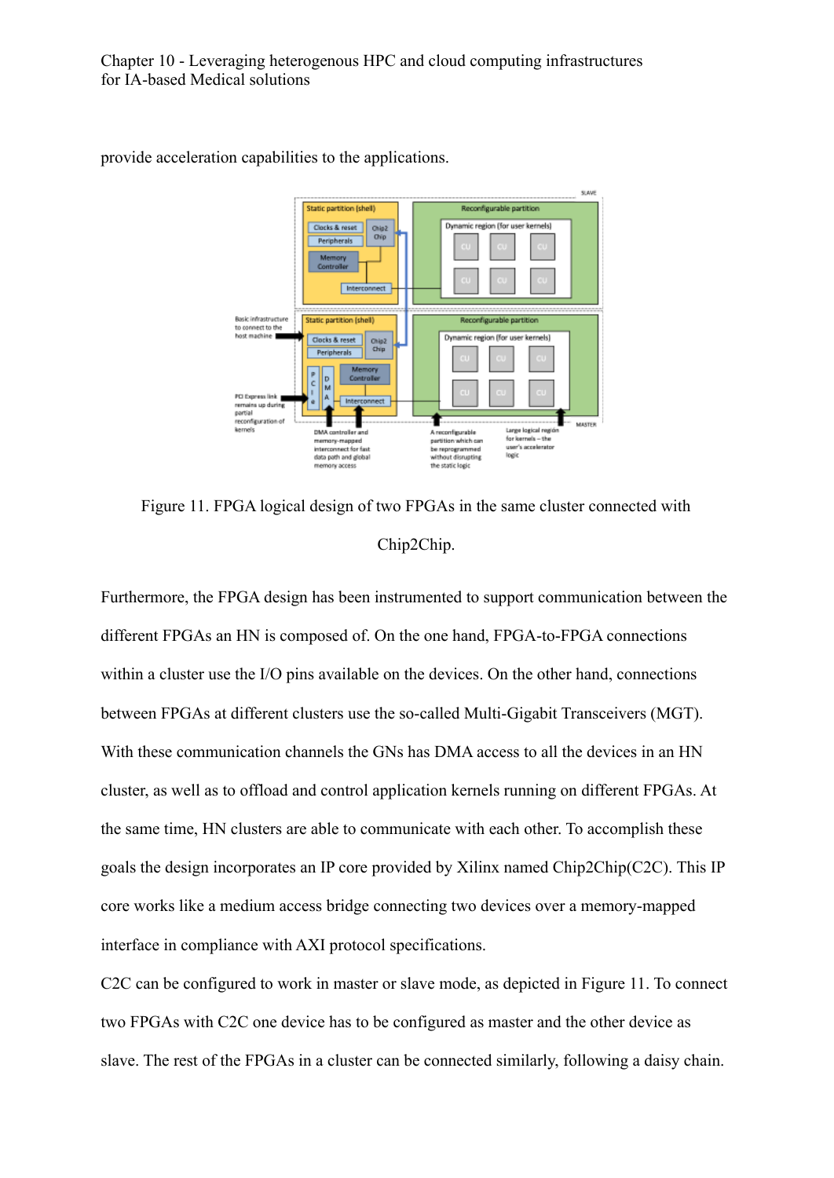provide acceleration capabilities to the applications.

Figure 11. FPGA logical design of two FPGAs in the same cluster connected with Chip2Chip.

Furthermore, the FPGA design has been instrumented to support communication between the different FPGAs an HN is composed of. On the one hand, FPGA-to-FPGA connections within a cluster use the I/O pins available on the devices. On the other hand, connections between FPGAs at different clusters use the so-called Multi-Gigabit Transceivers (MGT). With these communication channels the GNs has DMA access to all the devices in an HN cluster, as well as to offload and control application kernels running on different FPGAs. At the same time, HN clusters are able to communicate with each other. To accomplish these goals the design incorporates an IP core provided by Xilinx named Chip2Chip(C2C). This IP core works like a medium access bridge connecting two devices over a memory-mapped interface in compliance with AXI protocol specifications.

C2C can be configured to work in master or slave mode, as depicted in Figure 11. To connect two FPGAs with C2C one device has to be configured as master and the other device as slave. The rest of the FPGAs in a cluster can be connected similarly, following a daisy chain.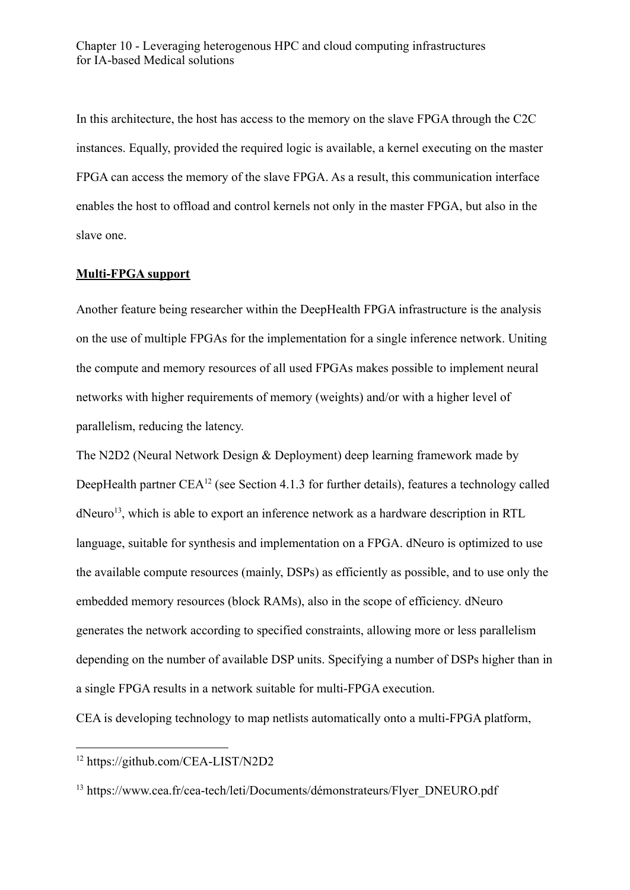In this architecture, the host has access to the memory on the slave FPGA through the C2C instances. Equally, provided the required logic is available, a kernel executing on the master FPGA can access the memory of the slave FPGA. As a result, this communication interface enables the host to offload and control kernels not only in the master FPGA, but also in the slave one.

**Multi-FPGA support**

Another feature being researcher within the DeepHealth FPGA infrastructure is the analysis on the use of multiple FPGAs for the implementation for a single inference network. Uniting the compute and memory resources of all used FPGAs makes possible to implement neural networks with higher requirements of memory (weights) and/or with a higher level of parallelism, reducing the latency.

The N2D2 (Neural Network Design & Deployment) deep learning framework made by DeepHealth partner CEA[12] (see Section 4.1.3 for further details), features a technology called dNeuro[13], which is able to export an inference network as a hardware description in RTL language, suitable for synthesis and implementation on a FPGA. dNeuro is optimized to use the available compute resources (mainly, DSPs) as efficiently as possible, and to use only the embedded memory resources (block RAMs), also in the scope of efficiency. dNeuro generates the network according to specified constraints, allowing more or less parallelism depending on the number of available DSP units. Specifying a number of DSPs higher than in a single FPGA results in a network suitable for multi-FPGA execution.

CEA is developing technology to map netlists automatically onto a multi-FPGA platform,

[12] https://github.com/CEA-LIST/N2D2

[13] https://www.cea.fr/cea-tech/leti/Documents/démonstrateurs/Flyer_DNEURO.pdf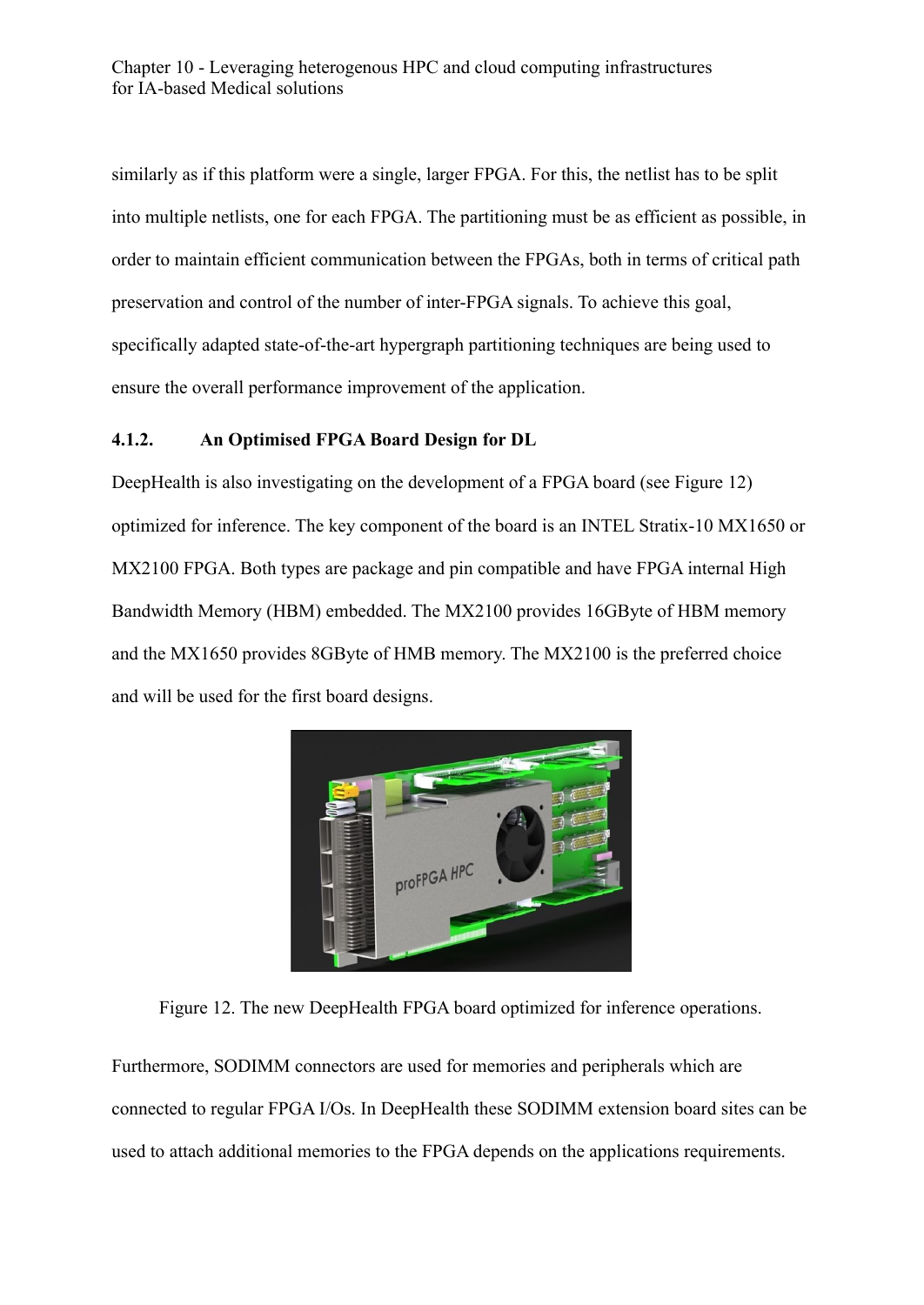similarly as if this platform were a single, larger FPGA. For this, the netlist has to be split into multiple netlists, one for each FPGA. The partitioning must be as efficient as possible, in order to maintain efficient communication between the FPGAs, both in terms of critical path preservation and control of the number of inter-FPGA signals. To achieve this goal, specifically adapted state-of-the-art hypergraph partitioning techniques are being used to ensure the overall performance improvement of the application.

### 4.1.2. An Optimised FPGA Board Design for DL

DeepHealth is also investigating on the development of a FPGA board (see Figure 12) optimized for inference. The key component of the board is an INTEL Stratix-10 MX1650 or MX2100 FPGA. Both types are package and pin compatible and have FPGA internal High Bandwidth Memory (HBM) embedded. The MX2100 provides 16GByte of HBM memory and the MX1650 provides 8GByte of HMB memory. The MX2100 is the preferred choice and will be used for the first board designs.

Figure 12. The new DeepHealth FPGA board optimized for inference operations.

Furthermore, SODIMM connectors are used for memories and peripherals which are connected to regular FPGA I/Os. In DeepHealth these SODIMM extension board sites can be used to attach additional memories to the FPGA depends on the applications requirements.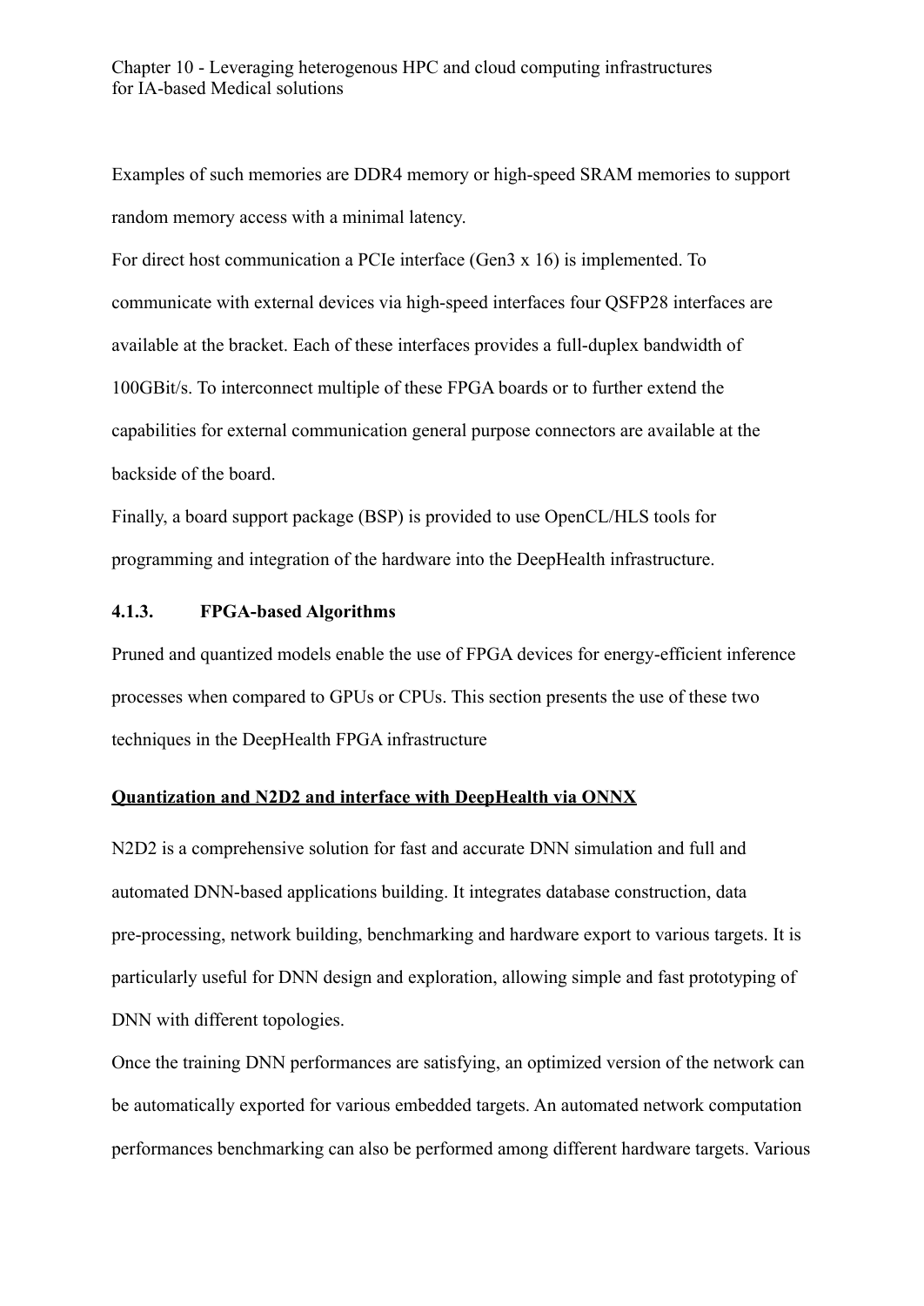Examples of such memories are DDR4 memory or high-speed SRAM memories to support random memory access with a minimal latency.

For direct host communication a PCIe interface (Gen3 x 16) is implemented. To communicate with external devices via high-speed interfaces four QSFP28 interfaces are available at the bracket. Each of these interfaces provides a full-duplex bandwidth of 100GBit/s. To interconnect multiple of these FPGA boards or to further extend the capabilities for external communication general purpose connectors are available at the backside of the board.

Finally, a board support package (BSP) is provided to use OpenCL/HLS tools for programming and integration of the hardware into the DeepHealth infrastructure.

#### 4.1.3. FPGA-based Algorithms

Pruned and quantized models enable the use of FPGA devices for energy-efficient inference processes when compared to GPUs or CPUs. This section presents the use of these two techniques in the DeepHealth FPGA infrastructure

**Quantization and N2D2 and interface with DeepHealth via ONNX**

N2D2 is a comprehensive solution for fast and accurate DNN simulation and full and automated DNN-based applications building. It integrates database construction, data pre-processing, network building, benchmarking and hardware export to various targets. It is particularly useful for DNN design and exploration, allowing simple and fast prototyping of DNN with different topologies.

Once the training DNN performances are satisfying, an optimized version of the network can be automatically exported for various embedded targets. An automated network computation performances benchmarking can also be performed among different hardware targets. Various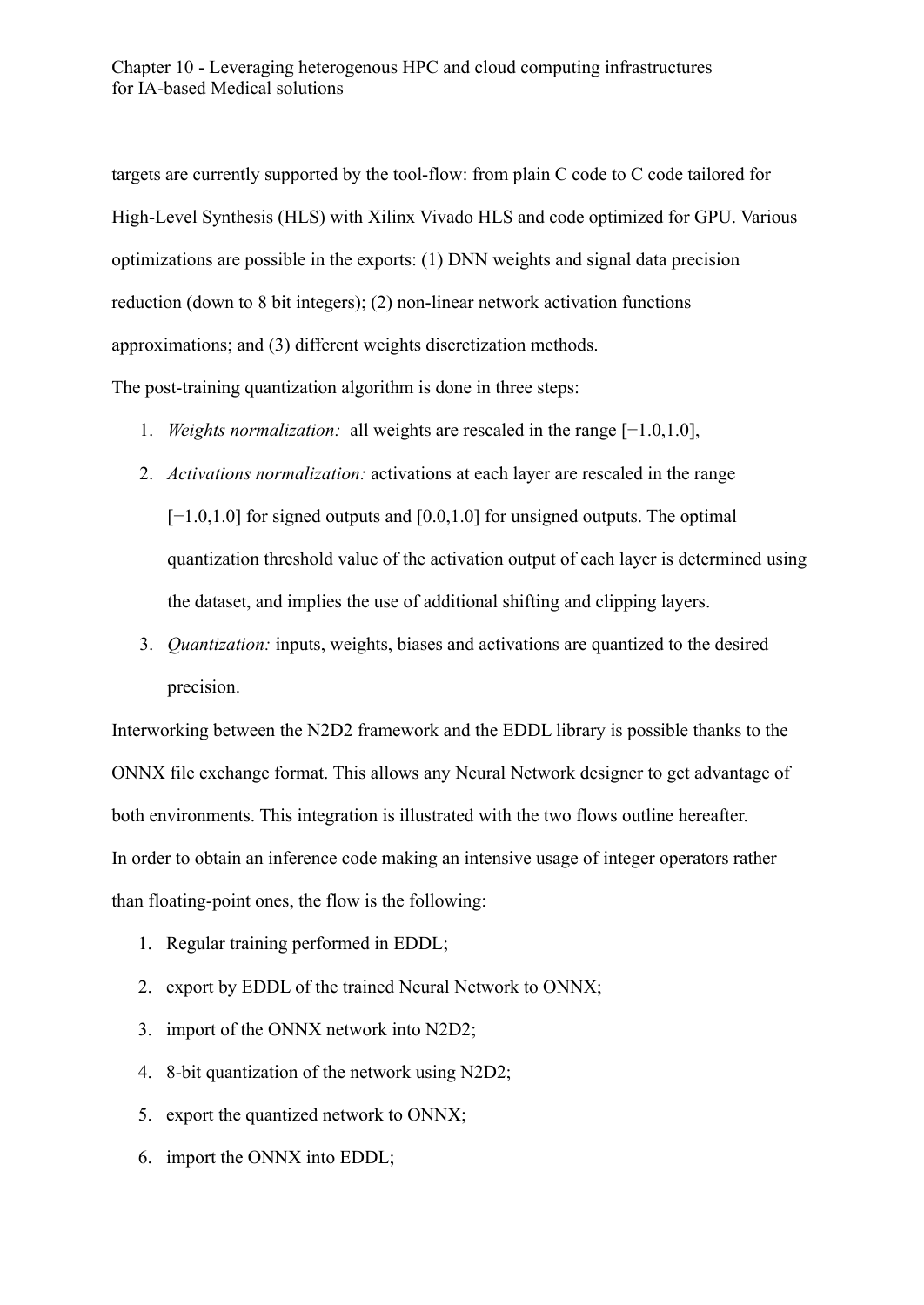targets are currently supported by the tool-flow: from plain C code to C code tailored for High-Level Synthesis (HLS) with Xilinx Vivado HLS and code optimized for GPU. Various optimizations are possible in the exports: (1) DNN weights and signal data precision reduction (down to 8 bit integers); (2) non-linear network activation functions approximations; and (3) different weights discretization methods.

The post-training quantization algorithm is done in three steps:

1. *Weights normalization:* all weights are rescaled in the range [−1.0,1.0],
2. *Activations normalization:* activations at each layer are rescaled in the range [−1.0,1.0] for signed outputs and [0.0,1.0] for unsigned outputs. The optimal quantization threshold value of the activation output of each layer is determined using the dataset, and implies the use of additional shifting and clipping layers.
3. *Quantization:* inputs, weights, biases and activations are quantized to the desired precision.

Interworking between the N2D2 framework and the EDDL library is possible thanks to the ONNX file exchange format. This allows any Neural Network designer to get advantage of both environments. This integration is illustrated with the two flows outline hereafter.

In order to obtain an inference code making an intensive usage of integer operators rather than floating-point ones, the flow is the following:

1. Regular training performed in EDDL;
2. export by EDDL of the trained Neural Network to ONNX;
3. import of the ONNX network into N2D2;
4. 8-bit quantization of the network using N2D2;
5. export the quantized network to ONNX;
6. import the ONNX into EDDL;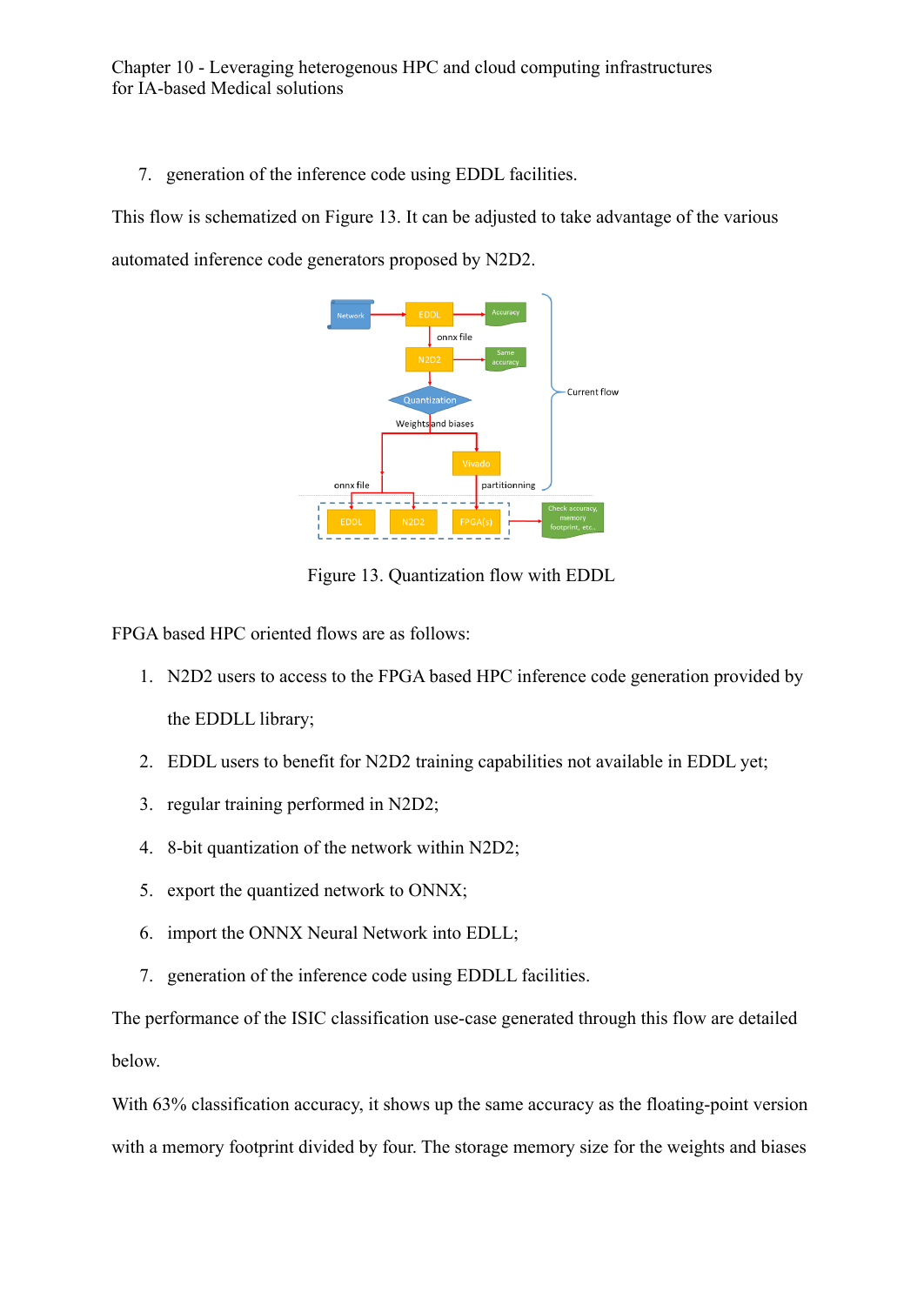7. generation of the inference code using EDDL facilities.

This flow is schematized on Figure 13. It can be adjusted to take advantage of the various automated inference code generators proposed by N2D2.

Figure 13. Quantization flow with EDDL

FPGA based HPC oriented flows are as follows:

1. N2D2 users to access to the FPGA based HPC inference code generation provided by the EDDLL library;
2. EDDL users to benefit for N2D2 training capabilities not available in EDDL yet;
3. regular training performed in N2D2;
4. 8-bit quantization of the network within N2D2;
5. export the quantized network to ONNX;
6. import the ONNX Neural Network into EDLL;
7. generation of the inference code using EDDLL facilities.

The performance of the ISIC classification use-case generated through this flow are detailed below.

With 63% classification accuracy, it shows up the same accuracy as the floating-point version with a memory footprint divided by four. The storage memory size for the weights and biases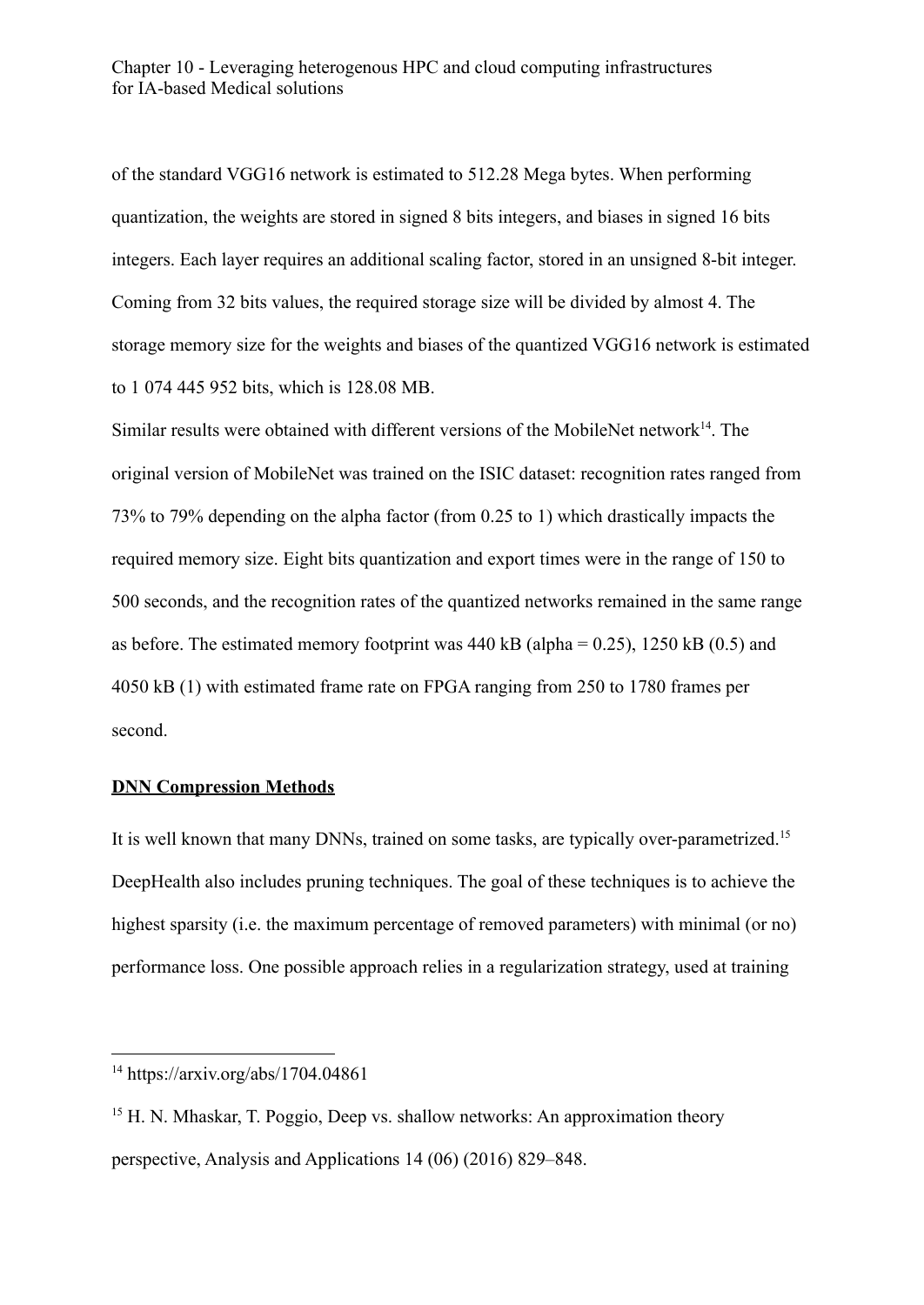of the standard VGG16 network is estimated to 512.28 Mega bytes. When performing quantization, the weights are stored in signed 8 bits integers, and biases in signed 16 bits integers. Each layer requires an additional scaling factor, stored in an unsigned 8-bit integer. Coming from 32 bits values, the required storage size will be divided by almost 4. The storage memory size for the weights and biases of the quantized VGG16 network is estimated to 1 074 445 952 bits, which is 128.08 MB.

Similar results were obtained with different versions of the MobileNet network[14]. The original version of MobileNet was trained on the ISIC dataset: recognition rates ranged from 73% to 79% depending on the alpha factor (from 0.25 to 1) which drastically impacts the required memory size. Eight bits quantization and export times were in the range of 150 to 500 seconds, and the recognition rates of the quantized networks remained in the same range as before. The estimated memory footprint was 440 kB (alpha = 0.25), 1250 kB (0.5) and 4050 kB (1) with estimated frame rate on FPGA ranging from 250 to 1780 frames per second.

**DNN Compression Methods**

It is well known that many DNNs, trained on some tasks, are typically over-parametrized.[15] DeepHealth also includes pruning techniques. The goal of these techniques is to achieve the highest sparsity (i.e. the maximum percentage of removed parameters) with minimal (or no) performance loss. One possible approach relies in a regularization strategy, used at training

---

[14] https://arxiv.org/abs/1704.04861

[15] H. N. Mhaskar, T. Poggio, Deep vs. shallow networks: An approximation theory perspective, Analysis and Applications 14 (06) (2016) 829–848.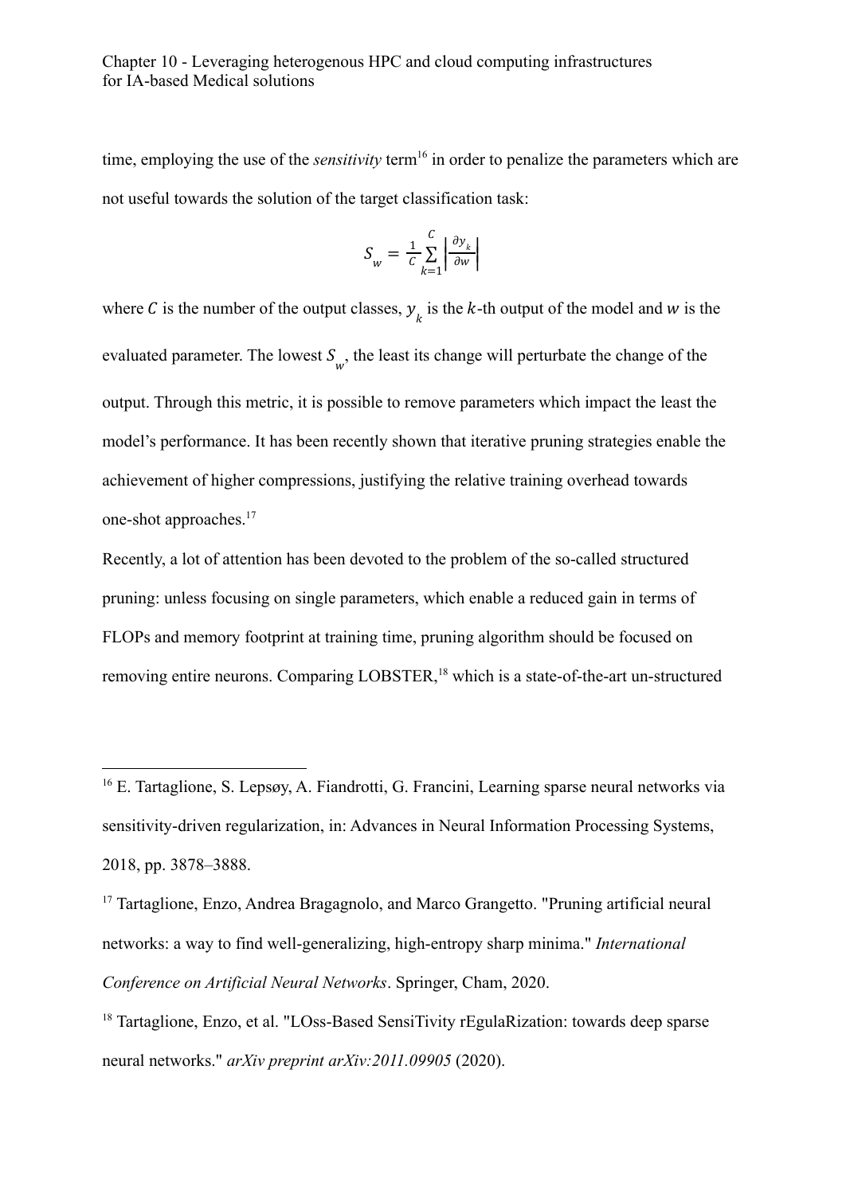time, employing the use of the *sensitivity* term[16] in order to penalize the parameters which are not useful towards the solution of the target classification task:

$$S_w = \frac{1}{C}\sum_{k=1}^{C}\left|\frac{\partial y_k}{\partial w}\right|$$

where $C$ is the number of the output classes, $y_k$ is the $k$-th output of the model and $w$ is the evaluated parameter. The lowest $S_w$, the least its change will perturbate the change of the output. Through this metric, it is possible to remove parameters which impact the least the model's performance. It has been recently shown that iterative pruning strategies enable the achievement of higher compressions, justifying the relative training overhead towards one-shot approaches.[17]

Recently, a lot of attention has been devoted to the problem of the so-called structured pruning: unless focusing on single parameters, which enable a reduced gain in terms of FLOPs and memory footprint at training time, pruning algorithm should be focused on removing entire neurons. Comparing LOBSTER,[18] which is a state-of-the-art un-structured

---

[16] E. Tartaglione, S. Lepsøy, A. Fiandrotti, G. Francini, Learning sparse neural networks via sensitivity-driven regularization, in: Advances in Neural Information Processing Systems, 2018, pp. 3878–3888.

[17] Tartaglione, Enzo, Andrea Bragagnolo, and Marco Grangetto. "Pruning artificial neural networks: a way to find well-generalizing, high-entropy sharp minima." *International Conference on Artificial Neural Networks*. Springer, Cham, 2020.

[18] Tartaglione, Enzo, et al. "LOss-Based SensiTivity rEgulaRization: towards deep sparse neural networks." *arXiv preprint arXiv:2011.09905* (2020).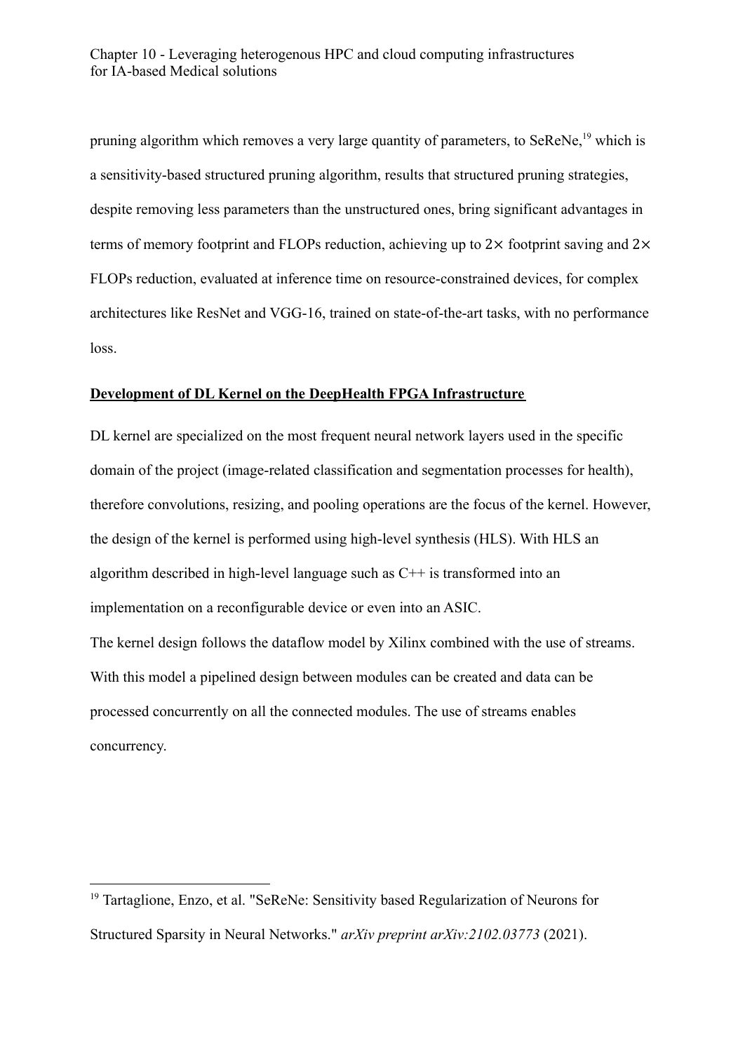pruning algorithm which removes a very large quantity of parameters, to SeReNe,[19] which is a sensitivity-based structured pruning algorithm, results that structured pruning strategies, despite removing less parameters than the unstructured ones, bring significant advantages in terms of memory footprint and FLOPs reduction, achieving up to 2× footprint saving and 2× FLOPs reduction, evaluated at inference time on resource-constrained devices, for complex architectures like ResNet and VGG-16, trained on state-of-the-art tasks, with no performance loss.

**Development of DL Kernel on the DeepHealth FPGA Infrastructure**

DL kernel are specialized on the most frequent neural network layers used in the specific domain of the project (image-related classification and segmentation processes for health), therefore convolutions, resizing, and pooling operations are the focus of the kernel. However, the design of the kernel is performed using high-level synthesis (HLS). With HLS an algorithm described in high-level language such as C++ is transformed into an implementation on a reconfigurable device or even into an ASIC.

The kernel design follows the dataflow model by Xilinx combined with the use of streams. With this model a pipelined design between modules can be created and data can be processed concurrently on all the connected modules. The use of streams enables concurrency.

---

[19] Tartaglione, Enzo, et al. "SeReNe: Sensitivity based Regularization of Neurons for Structured Sparsity in Neural Networks." *arXiv preprint arXiv:2102.03773* (2021).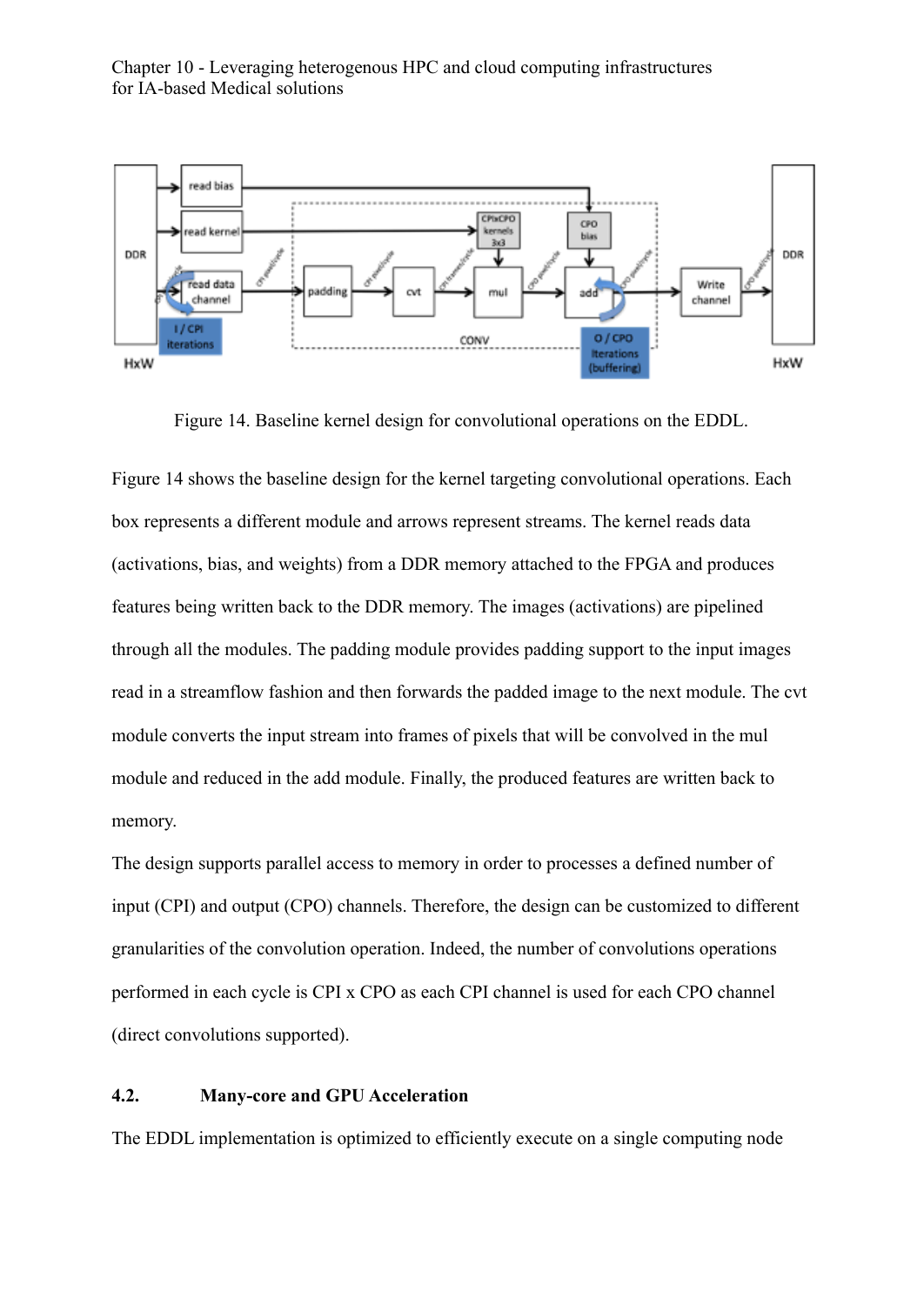Figure 14. Baseline kernel design for convolutional operations on the EDDL.

Figure 14 shows the baseline design for the kernel targeting convolutional operations. Each box represents a different module and arrows represent streams. The kernel reads data (activations, bias, and weights) from a DDR memory attached to the FPGA and produces features being written back to the DDR memory. The images (activations) are pipelined through all the modules. The padding module provides padding support to the input images read in a streamflow fashion and then forwards the padded image to the next module. The cvt module converts the input stream into frames of pixels that will be convolved in the mul module and reduced in the add module. Finally, the produced features are written back to memory.

The design supports parallel access to memory in order to processes a defined number of input (CPI) and output (CPO) channels. Therefore, the design can be customized to different granularities of the convolution operation. Indeed, the number of convolutions operations performed in each cycle is CPI x CPO as each CPI channel is used for each CPO channel (direct convolutions supported).

### 4.2. Many-core and GPU Acceleration

The EDDL implementation is optimized to efficiently execute on a single computing node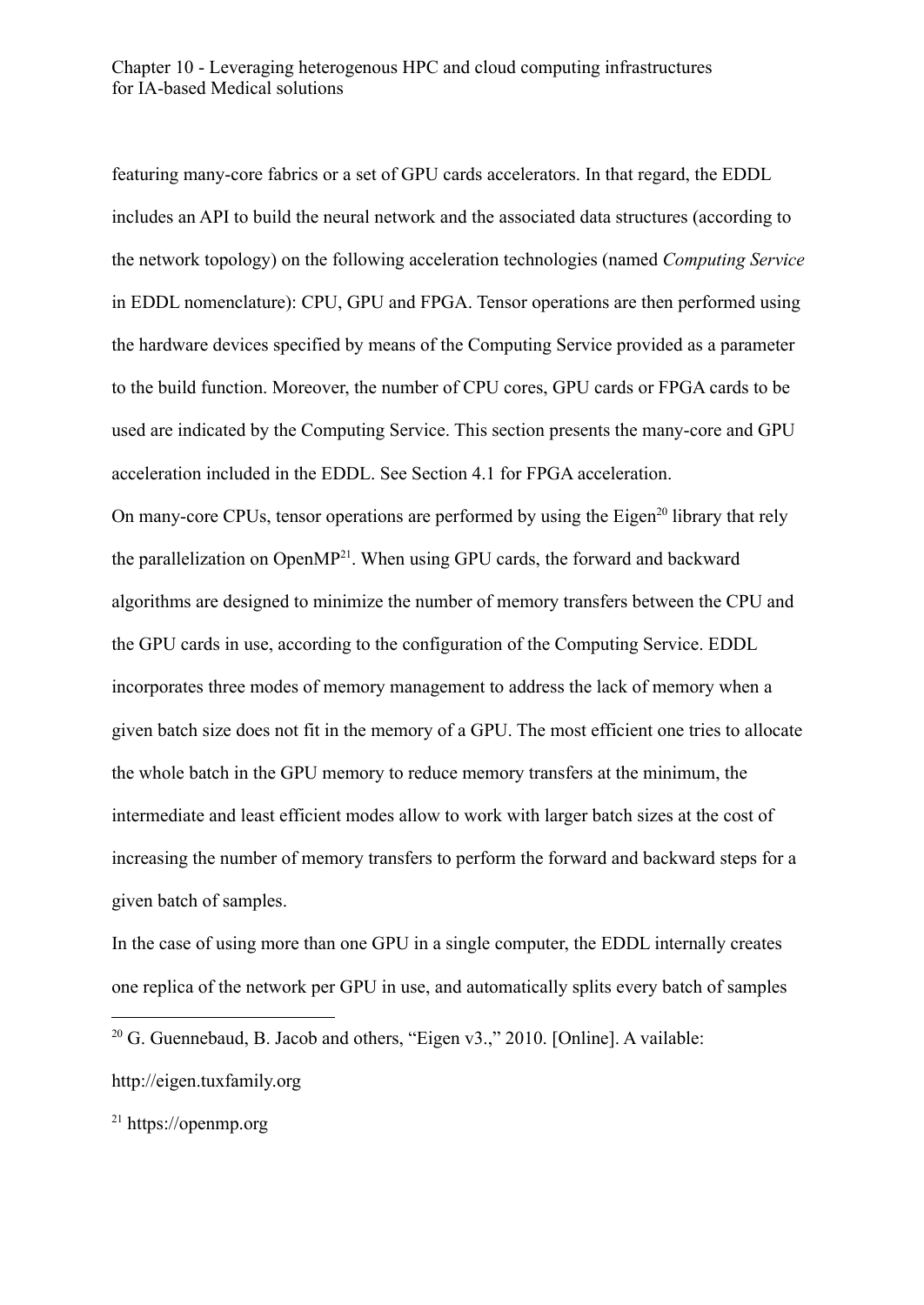featuring many-core fabrics or a set of GPU cards accelerators. In that regard, the EDDL includes an API to build the neural network and the associated data structures (according to the network topology) on the following acceleration technologies (named *Computing Service* in EDDL nomenclature): CPU, GPU and FPGA. Tensor operations are then performed using the hardware devices specified by means of the Computing Service provided as a parameter to the build function. Moreover, the number of CPU cores, GPU cards or FPGA cards to be used are indicated by the Computing Service. This section presents the many-core and GPU acceleration included in the EDDL. See Section 4.1 for FPGA acceleration.

On many-core CPUs, tensor operations are performed by using the Eigen[20] library that rely the parallelization on OpenMP[21]. When using GPU cards, the forward and backward algorithms are designed to minimize the number of memory transfers between the CPU and the GPU cards in use, according to the configuration of the Computing Service. EDDL incorporates three modes of memory management to address the lack of memory when a given batch size does not fit in the memory of a GPU. The most efficient one tries to allocate the whole batch in the GPU memory to reduce memory transfers at the minimum, the intermediate and least efficient modes allow to work with larger batch sizes at the cost of increasing the number of memory transfers to perform the forward and backward steps for a given batch of samples.

In the case of using more than one GPU in a single computer, the EDDL internally creates one replica of the network per GPU in use, and automatically splits every batch of samples

---

[20] G. Guennebaud, B. Jacob and others, "Eigen v3.," 2010. [Online]. A vailable: http://eigen.tuxfamily.org

[21] https://openmp.org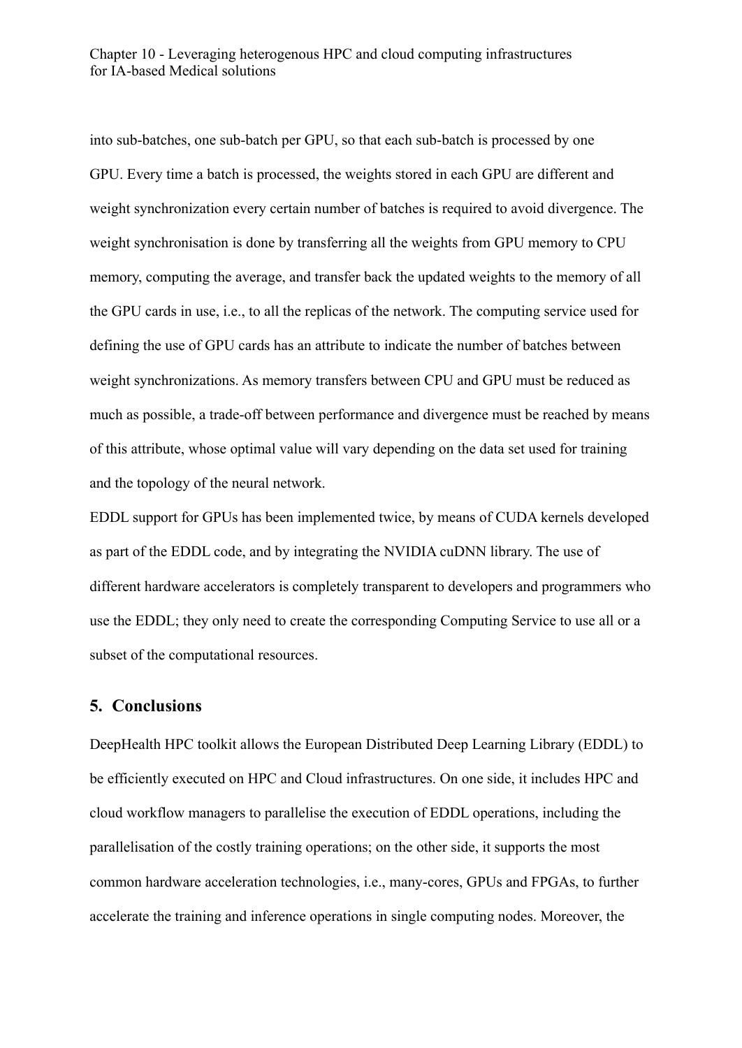into sub-batches, one sub-batch per GPU, so that each sub-batch is processed by one GPU. Every time a batch is processed, the weights stored in each GPU are different and weight synchronization every certain number of batches is required to avoid divergence. The weight synchronisation is done by transferring all the weights from GPU memory to CPU memory, computing the average, and transfer back the updated weights to the memory of all the GPU cards in use, i.e., to all the replicas of the network. The computing service used for defining the use of GPU cards has an attribute to indicate the number of batches between weight synchronizations. As memory transfers between CPU and GPU must be reduced as much as possible, a trade-off between performance and divergence must be reached by means of this attribute, whose optimal value will vary depending on the data set used for training and the topology of the neural network.

EDDL support for GPUs has been implemented twice, by means of CUDA kernels developed as part of the EDDL code, and by integrating the NVIDIA cuDNN library. The use of different hardware accelerators is completely transparent to developers and programmers who use the EDDL; they only need to create the corresponding Computing Service to use all or a subset of the computational resources.

## 5. Conclusions

DeepHealth HPC toolkit allows the European Distributed Deep Learning Library (EDDL) to be efficiently executed on HPC and Cloud infrastructures. On one side, it includes HPC and cloud workflow managers to parallelise the execution of EDDL operations, including the parallelisation of the costly training operations; on the other side, it supports the most common hardware acceleration technologies, i.e., many-cores, GPUs and FPGAs, to further accelerate the training and inference operations in single computing nodes. Moreover, the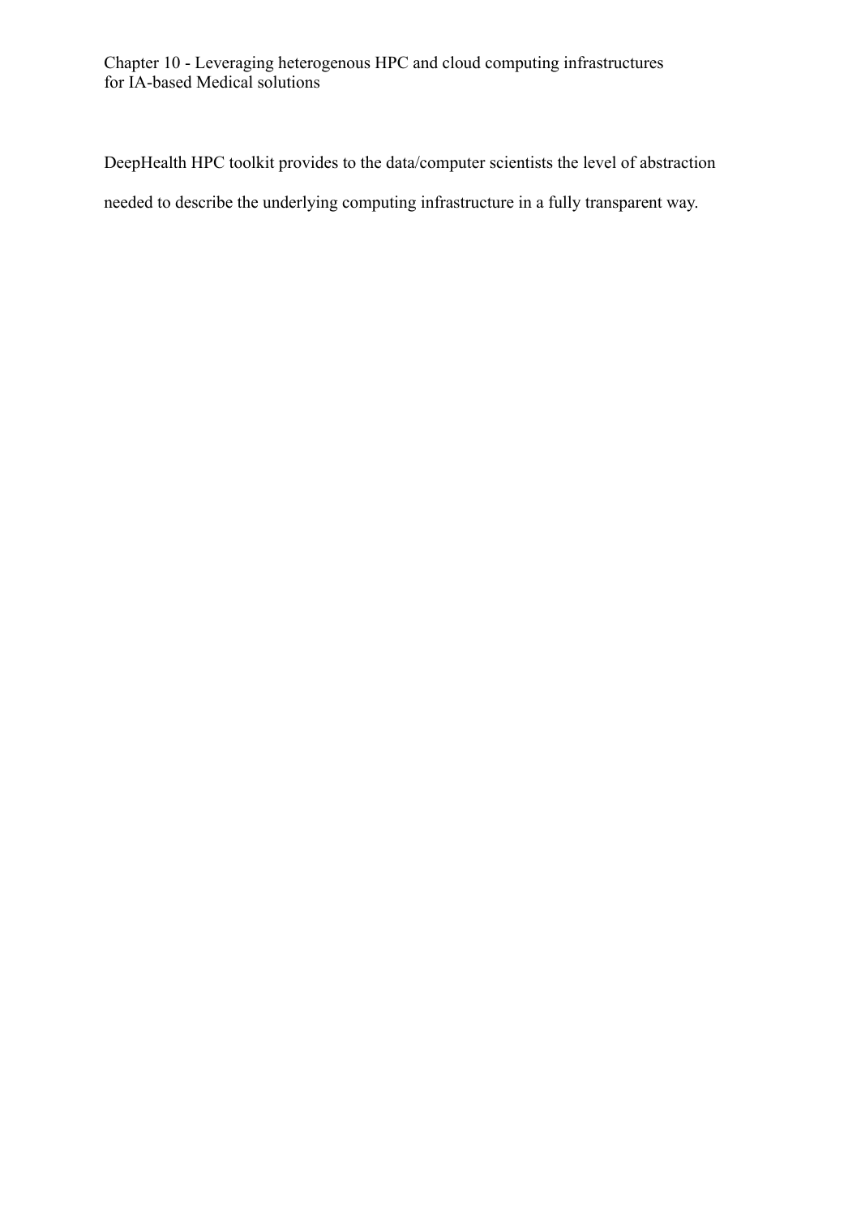DeepHealth HPC toolkit provides to the data/computer scientists the level of abstraction needed to describe the underlying computing infrastructure in a fully transparent way.